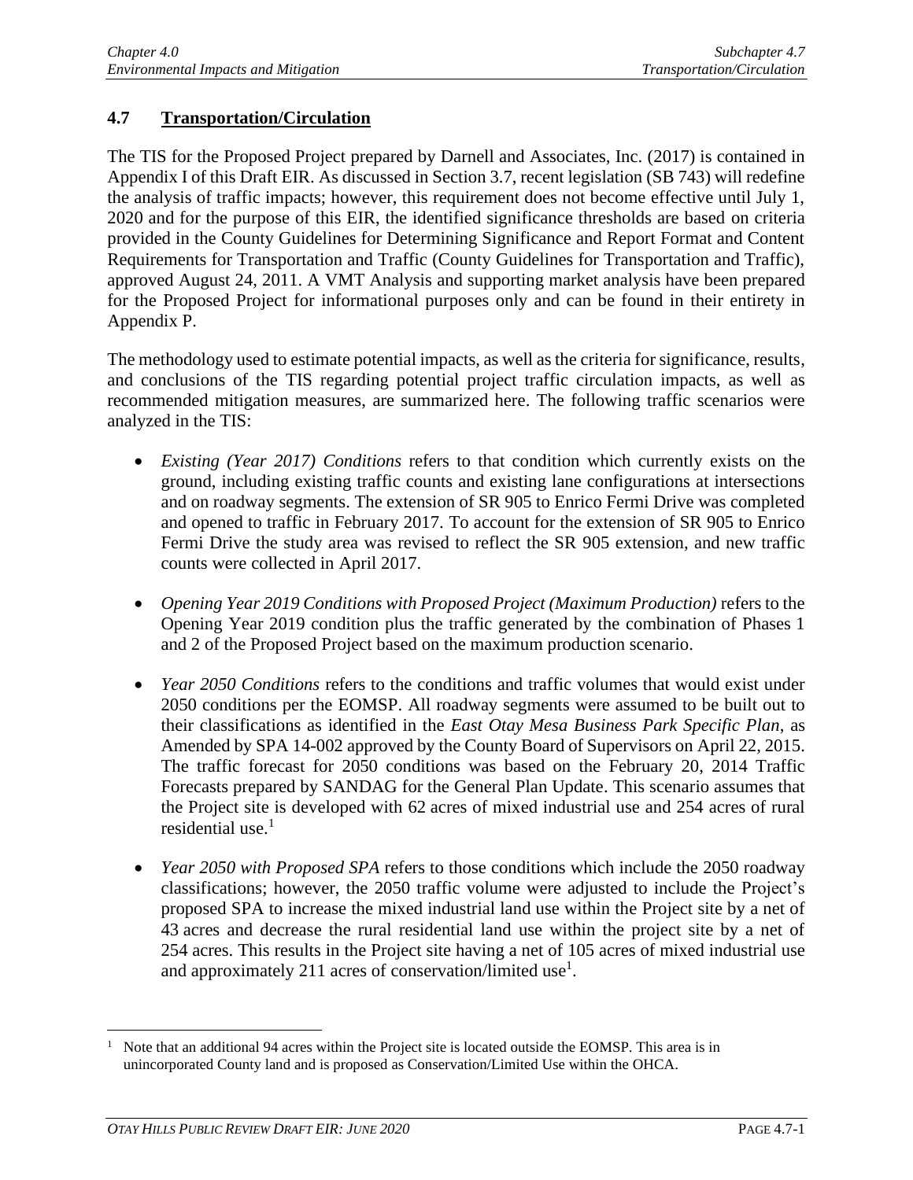## 4.7 Transportation/Circulation

The TIS for the Proposed Project prepared by Darnell and Associates, Inc. (2017) is contained in Appendix I of this Draft EIR. As discussed in Section 3.7, recent legislation (SB 743) will redefine the analysis of traffic impacts; however, this requirement does not become effective until July 1, 2020 and for the purpose of this EIR, the identified significance thresholds are based on criteria provided in the County Guidelines for Determining Significance and Report Format and Content Requirements for Transportation and Traffic (County Guidelines for Transportation and Traffic), approved August 24, 2011. A VMT Analysis and supporting market analysis have been prepared for the Proposed Project for informational purposes only and can be found in their entirety in Appendix P.

The methodology used to estimate potential impacts, as well as the criteria for significance, results, and conclusions of the TIS regarding potential project traffic circulation impacts, as well as recommended mitigation measures, are summarized here. The following traffic scenarios were analyzed in the TIS:

- *Existing (Year 2017) Conditions* refers to that condition which currently exists on the ground, including existing traffic counts and existing lane configurations at intersections and on roadway segments. The extension of SR 905 to Enrico Fermi Drive was completed and opened to traffic in February 2017. To account for the extension of SR 905 to Enrico Fermi Drive the study area was revised to reflect the SR 905 extension, and new traffic counts were collected in April 2017.

- *Opening Year 2019 Conditions with Proposed Project (Maximum Production)* refers to the Opening Year 2019 condition plus the traffic generated by the combination of Phases 1 and 2 of the Proposed Project based on the maximum production scenario.

- *Year 2050 Conditions* refers to the conditions and traffic volumes that would exist under 2050 conditions per the EOMSP. All roadway segments were assumed to be built out to their classifications as identified in the *East Otay Mesa Business Park Specific Plan*, as Amended by SPA 14-002 approved by the County Board of Supervisors on April 22, 2015. The traffic forecast for 2050 conditions was based on the February 20, 2014 Traffic Forecasts prepared by SANDAG for the General Plan Update. This scenario assumes that the Project site is developed with 62 acres of mixed industrial use and 254 acres of rural residential use.[1]

- *Year 2050 with Proposed SPA* refers to those conditions which include the 2050 roadway classifications; however, the 2050 traffic volume were adjusted to include the Project's proposed SPA to increase the mixed industrial land use within the Project site by a net of 43 acres and decrease the rural residential land use within the project site by a net of 254 acres. This results in the Project site having a net of 105 acres of mixed industrial use and approximately 211 acres of conservation/limited use[1].

---

[1] Note that an additional 94 acres within the Project site is located outside the EOMSP. This area is in unincorporated County land and is proposed as Conservation/Limited Use within the OHCA.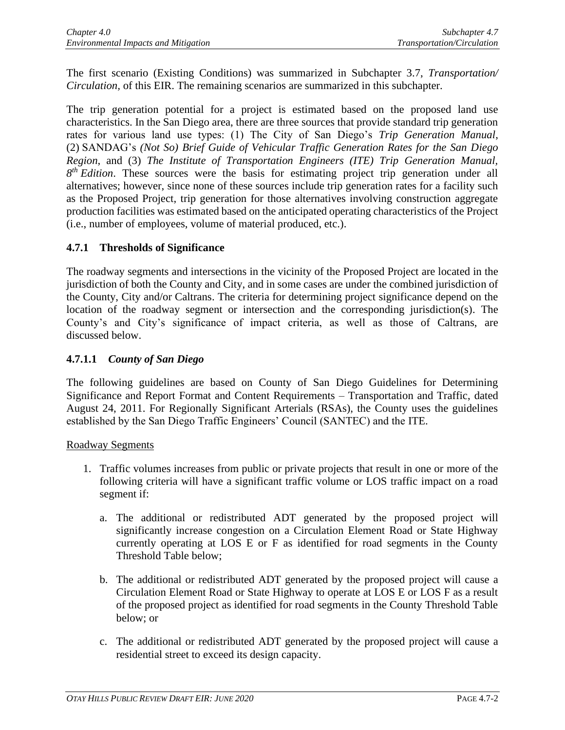The first scenario (Existing Conditions) was summarized in Subchapter 3.7, *Transportation/ Circulation,* of this EIR. The remaining scenarios are summarized in this subchapter.

The trip generation potential for a project is estimated based on the proposed land use characteristics. In the San Diego area, there are three sources that provide standard trip generation rates for various land use types: (1) The City of San Diego's *Trip Generation Manual*, (2) SANDAG's *(Not So) Brief Guide of Vehicular Traffic Generation Rates for the San Diego Region*, and (3) *The Institute of Transportation Engineers (ITE) Trip Generation Manual, 8th Edition*. These sources were the basis for estimating project trip generation under all alternatives; however, since none of these sources include trip generation rates for a facility such as the Proposed Project, trip generation for those alternatives involving construction aggregate production facilities was estimated based on the anticipated operating characteristics of the Project (i.e., number of employees, volume of material produced, etc.).

### 4.7.1 Thresholds of Significance

The roadway segments and intersections in the vicinity of the Proposed Project are located in the jurisdiction of both the County and City, and in some cases are under the combined jurisdiction of the County, City and/or Caltrans. The criteria for determining project significance depend on the location of the roadway segment or intersection and the corresponding jurisdiction(s). The County's and City's significance of impact criteria, as well as those of Caltrans, are discussed below.

#### 4.7.1.1 *County of San Diego*

The following guidelines are based on County of San Diego Guidelines for Determining Significance and Report Format and Content Requirements – Transportation and Traffic, dated August 24, 2011. For Regionally Significant Arterials (RSAs), the County uses the guidelines established by the San Diego Traffic Engineers' Council (SANTEC) and the ITE.

<u>Roadway Segments</u>

1. Traffic volumes increases from public or private projects that result in one or more of the following criteria will have a significant traffic volume or LOS traffic impact on a road segment if:

   a. The additional or redistributed ADT generated by the proposed project will significantly increase congestion on a Circulation Element Road or State Highway currently operating at LOS E or F as identified for road segments in the County Threshold Table below;

   b. The additional or redistributed ADT generated by the proposed project will cause a Circulation Element Road or State Highway to operate at LOS E or LOS F as a result of the proposed project as identified for road segments in the County Threshold Table below; or

   c. The additional or redistributed ADT generated by the proposed project will cause a residential street to exceed its design capacity.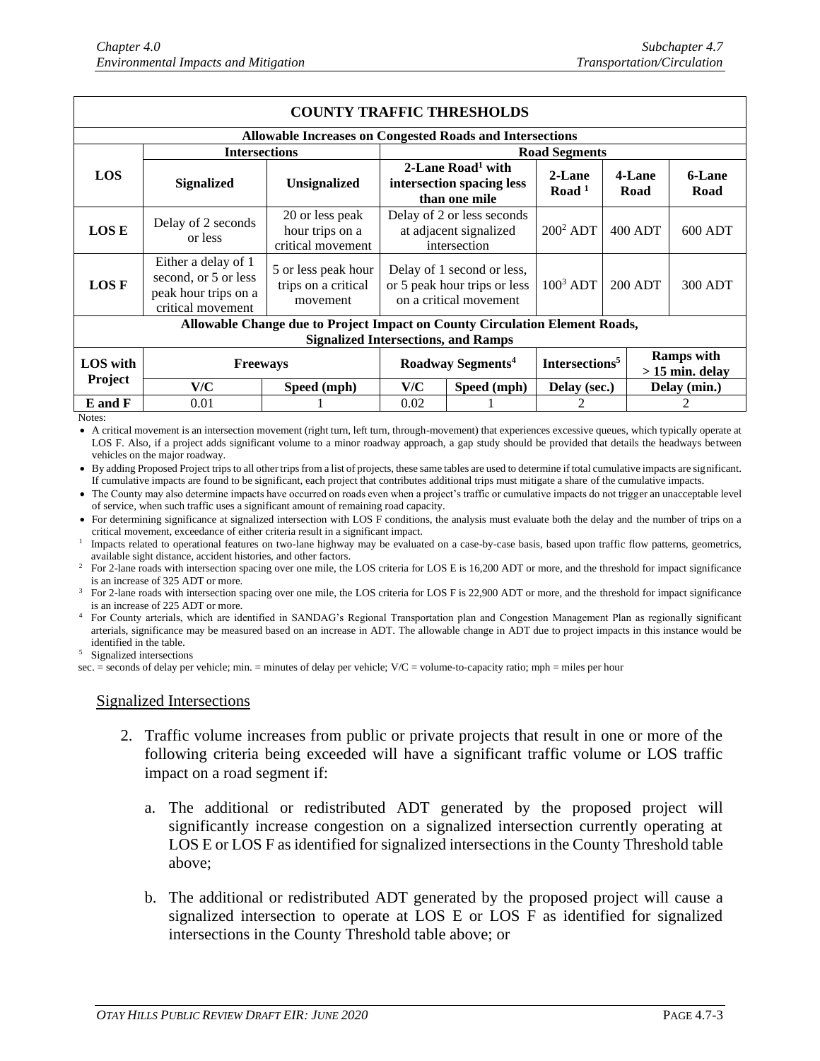| COUNTY TRAFFIC THRESHOLDS | | | | | | | |
|---|---|---|---|---|---|---|---|
| **Allowable Increases on Congested Roads and Intersections** | | | | | | | |
| **LOS** | **Intersections** | | **Road Segments** | | | | |
| | **Signalized** | **Unsignalized** | **2-Lane Road[1] with intersection spacing less than one mile** | | **2-Lane Road [1]** | **4-Lane Road** | **6-Lane Road** |
| **LOS E** | Delay of 2 seconds or less | 20 or less peak hour trips on a critical movement | Delay of 2 or less seconds at adjacent signalized intersection | | 200[2] ADT | 400 ADT | 600 ADT |
| **LOS F** | Either a delay of 1 second, or 5 or less peak hour trips on a critical movement | 5 or less peak hour trips on a critical movement | Delay of 1 second or less, or 5 peak hour trips or less on a critical movement | | 100[3] ADT | 200 ADT | 300 ADT |
| **Allowable Change due to Project Impact on County Circulation Element Roads, Signalized Intersections, and Ramps** | | | | | | | |
| **LOS with Project** | **Freeways** | | **Roadway Segments[4]** | | **Intersections[5]** | **Ramps with > 15 min. delay** | |
| | **V/C** | **Speed (mph)** | **V/C** | **Speed (mph)** | **Delay (sec.)** | **Delay (min.)** | |
| **E and F** | 0.01 | 1 | 0.02 | 1 | 2 | 2 | |

Notes:

- A critical movement is an intersection movement (right turn, left turn, through-movement) that experiences excessive queues, which typically operate at LOS F. Also, if a project adds significant volume to a minor roadway approach, a gap study should be provided that details the headways between vehicles on the major roadway.
- By adding Proposed Project trips to all other trips from a list of projects, these same tables are used to determine if total cumulative impacts are significant. If cumulative impacts are found to be significant, each project that contributes additional trips must mitigate a share of the cumulative impacts.
- The County may also determine impacts have occurred on roads even when a project's traffic or cumulative impacts do not trigger an unacceptable level of service, when such traffic uses a significant amount of remaining road capacity.
- For determining significance at signalized intersection with LOS F conditions, the analysis must evaluate both the delay and the number of trips on a critical movement, exceedance of either criteria result in a significant impact.

[1] Impacts related to operational features on two-lane highway may be evaluated on a case-by-case basis, based upon traffic flow patterns, geometrics, available sight distance, accident histories, and other factors.

[2] For 2-lane roads with intersection spacing over one mile, the LOS criteria for LOS E is 16,200 ADT or more, and the threshold for impact significance is an increase of 325 ADT or more.

[3] For 2-lane roads with intersection spacing over one mile, the LOS criteria for LOS F is 22,900 ADT or more, and the threshold for impact significance is an increase of 225 ADT or more.

[4] For County arterials, which are identified in SANDAG's Regional Transportation plan and Congestion Management Plan as regionally significant arterials, significance may be measured based on an increase in ADT. The allowable change in ADT due to project impacts in this instance would be identified in the table.

[5] Signalized intersections

sec. = seconds of delay per vehicle; min. = minutes of delay per vehicle; V/C = volume-to-capacity ratio; mph = miles per hour

<u>Signalized Intersections</u>

2. Traffic volume increases from public or private projects that result in one or more of the following criteria being exceeded will have a significant traffic volume or LOS traffic impact on a road segment if:

   a. The additional or redistributed ADT generated by the proposed project will significantly increase congestion on a signalized intersection currently operating at LOS E or LOS F as identified for signalized intersections in the County Threshold table above;

   b. The additional or redistributed ADT generated by the proposed project will cause a signalized intersection to operate at LOS E or LOS F as identified for signalized intersections in the County Threshold table above; or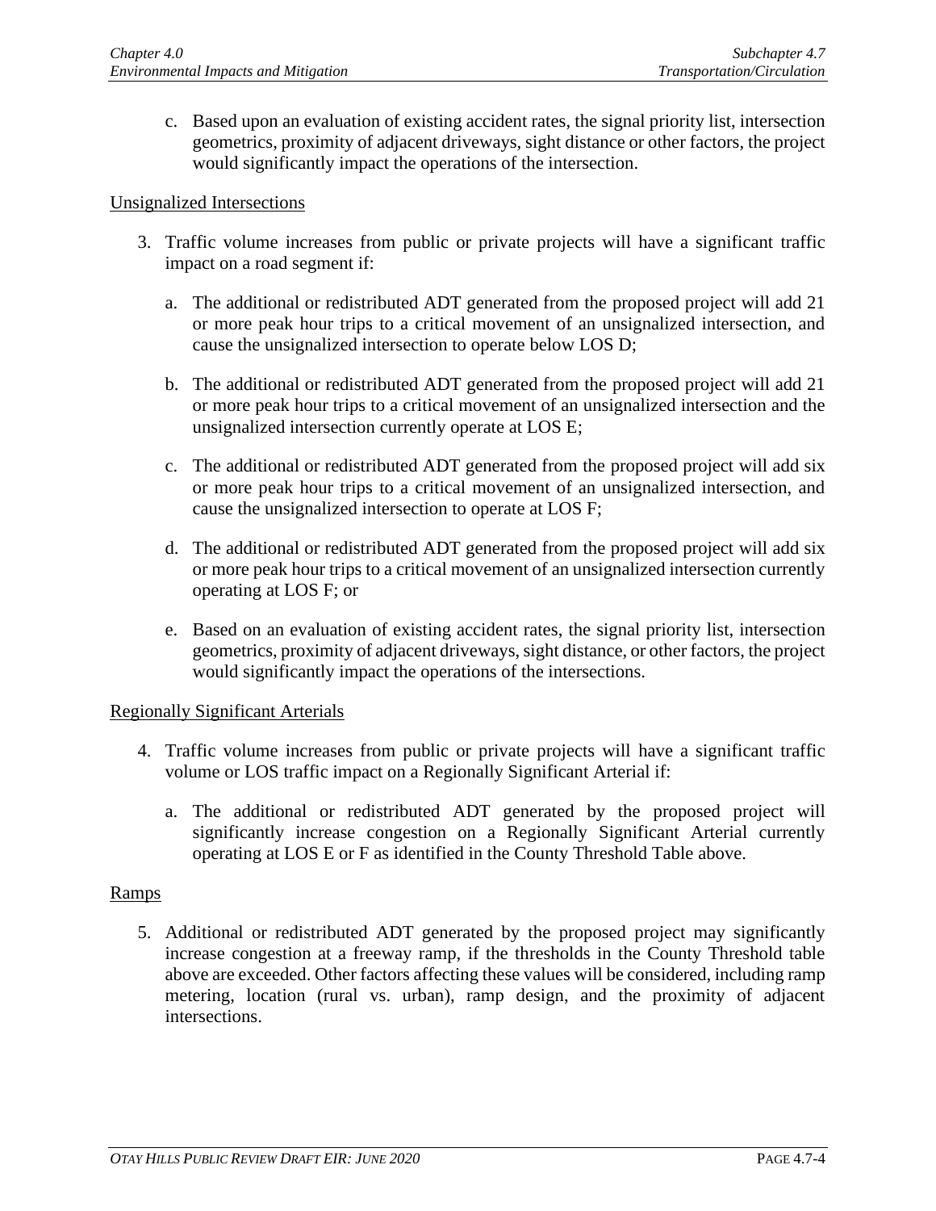c. Based upon an evaluation of existing accident rates, the signal priority list, intersection geometrics, proximity of adjacent driveways, sight distance or other factors, the project would significantly impact the operations of the intersection.

Unsignalized Intersections

3. Traffic volume increases from public or private projects will have a significant traffic impact on a road segment if:

   a. The additional or redistributed ADT generated from the proposed project will add 21 or more peak hour trips to a critical movement of an unsignalized intersection, and cause the unsignalized intersection to operate below LOS D;

   b. The additional or redistributed ADT generated from the proposed project will add 21 or more peak hour trips to a critical movement of an unsignalized intersection and the unsignalized intersection currently operate at LOS E;

   c. The additional or redistributed ADT generated from the proposed project will add six or more peak hour trips to a critical movement of an unsignalized intersection, and cause the unsignalized intersection to operate at LOS F;

   d. The additional or redistributed ADT generated from the proposed project will add six or more peak hour trips to a critical movement of an unsignalized intersection currently operating at LOS F; or

   e. Based on an evaluation of existing accident rates, the signal priority list, intersection geometrics, proximity of adjacent driveways, sight distance, or other factors, the project would significantly impact the operations of the intersections.

Regionally Significant Arterials

4. Traffic volume increases from public or private projects will have a significant traffic volume or LOS traffic impact on a Regionally Significant Arterial if:

   a. The additional or redistributed ADT generated by the proposed project will significantly increase congestion on a Regionally Significant Arterial currently operating at LOS E or F as identified in the County Threshold Table above.

Ramps

5. Additional or redistributed ADT generated by the proposed project may significantly increase congestion at a freeway ramp, if the thresholds in the County Threshold table above are exceeded. Other factors affecting these values will be considered, including ramp metering, location (rural vs. urban), ramp design, and the proximity of adjacent intersections.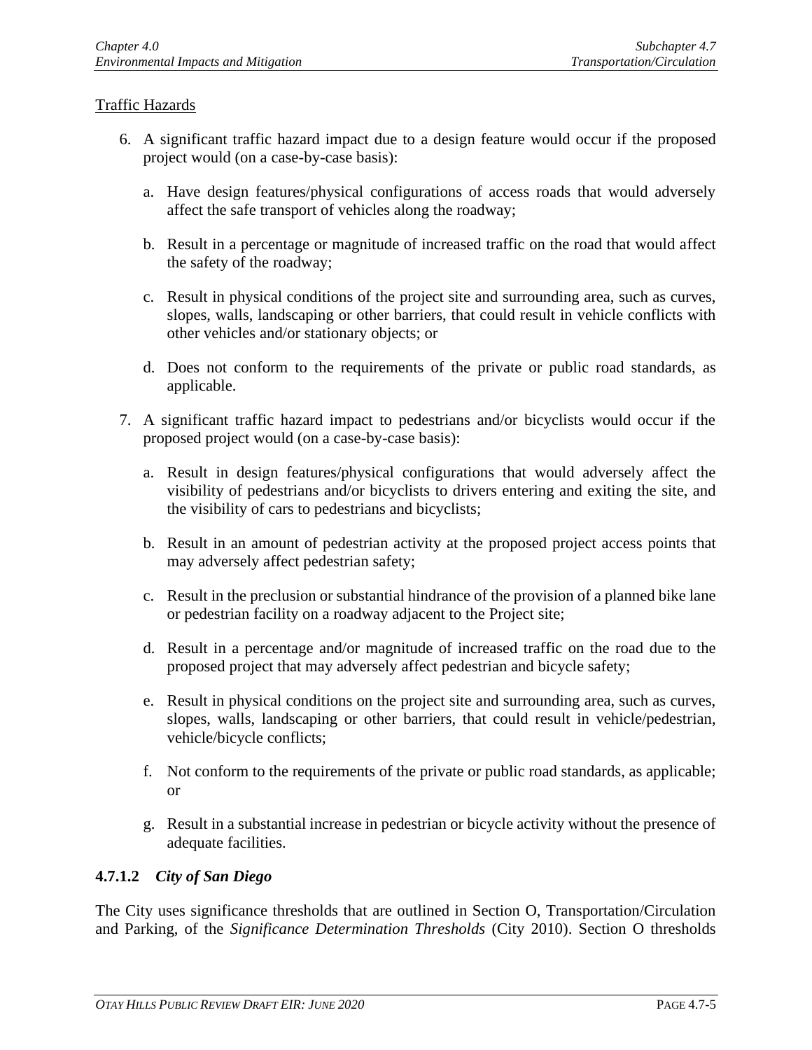Traffic Hazards

6. A significant traffic hazard impact due to a design feature would occur if the proposed project would (on a case-by-case basis):

   a. Have design features/physical configurations of access roads that would adversely affect the safe transport of vehicles along the roadway;

   b. Result in a percentage or magnitude of increased traffic on the road that would affect the safety of the roadway;

   c. Result in physical conditions of the project site and surrounding area, such as curves, slopes, walls, landscaping or other barriers, that could result in vehicle conflicts with other vehicles and/or stationary objects; or

   d. Does not conform to the requirements of the private or public road standards, as applicable.

7. A significant traffic hazard impact to pedestrians and/or bicyclists would occur if the proposed project would (on a case-by-case basis):

   a. Result in design features/physical configurations that would adversely affect the visibility of pedestrians and/or bicyclists to drivers entering and exiting the site, and the visibility of cars to pedestrians and bicyclists;

   b. Result in an amount of pedestrian activity at the proposed project access points that may adversely affect pedestrian safety;

   c. Result in the preclusion or substantial hindrance of the provision of a planned bike lane or pedestrian facility on a roadway adjacent to the Project site;

   d. Result in a percentage and/or magnitude of increased traffic on the road due to the proposed project that may adversely affect pedestrian and bicycle safety;

   e. Result in physical conditions on the project site and surrounding area, such as curves, slopes, walls, landscaping or other barriers, that could result in vehicle/pedestrian, vehicle/bicycle conflicts;

   f. Not conform to the requirements of the private or public road standards, as applicable; or

   g. Result in a substantial increase in pedestrian or bicycle activity without the presence of adequate facilities.

#### 4.7.1.2 *City of San Diego*

The City uses significance thresholds that are outlined in Section O, Transportation/Circulation and Parking, of the *Significance Determination Thresholds* (City 2010). Section O thresholds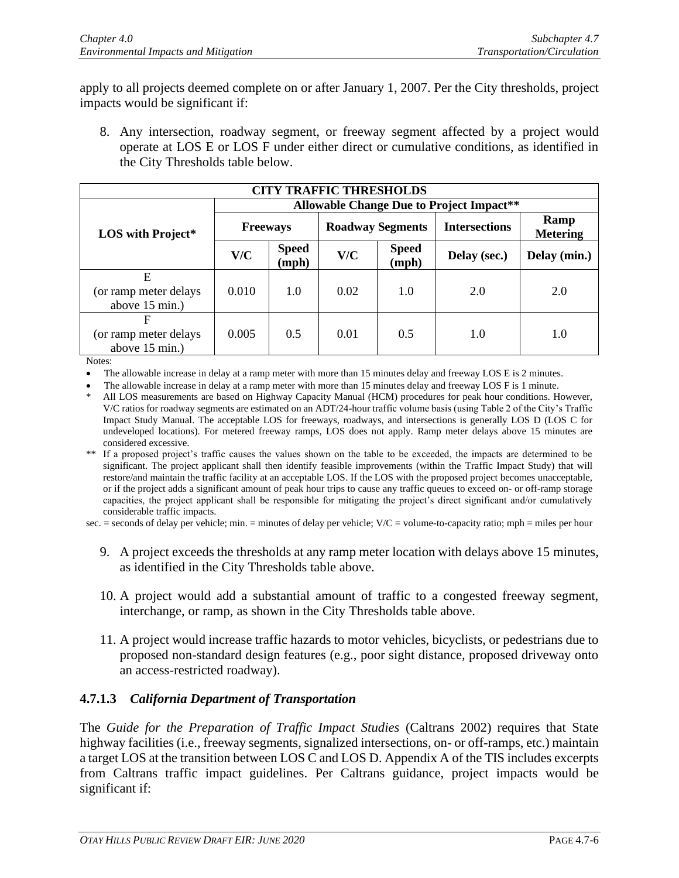apply to all projects deemed complete on or after January 1, 2007. Per the City thresholds, project impacts would be significant if:

8. Any intersection, roadway segment, or freeway segment affected by a project would operate at LOS E or LOS F under either direct or cumulative conditions, as identified in the City Thresholds table below.

| CITY TRAFFIC THRESHOLDS | | | | | | |
|---|---|---|---|---|---|---|
| **LOS with Project*** | **Allowable Change Due to Project Impact**** | | | | | |
| | **Freeways** | | **Roadway Segments** | | **Intersections** | **Ramp Metering** |
| | **V/C** | **Speed (mph)** | **V/C** | **Speed (mph)** | **Delay (sec.)** | **Delay (min.)** |
| E (or ramp meter delays above 15 min.) | 0.010 | 1.0 | 0.02 | 1.0 | 2.0 | 2.0 |
| F (or ramp meter delays above 15 min.) | 0.005 | 0.5 | 0.01 | 0.5 | 1.0 | 1.0 |

Notes:

- The allowable increase in delay at a ramp meter with more than 15 minutes delay and freeway LOS E is 2 minutes.
- The allowable increase in delay at a ramp meter with more than 15 minutes delay and freeway LOS F is 1 minute.

\* All LOS measurements are based on Highway Capacity Manual (HCM) procedures for peak hour conditions. However, V/C ratios for roadway segments are estimated on an ADT/24-hour traffic volume basis (using Table 2 of the City's Traffic Impact Study Manual. The acceptable LOS for freeways, roadways, and intersections is generally LOS D (LOS C for undeveloped locations). For metered freeway ramps, LOS does not apply. Ramp meter delays above 15 minutes are considered excessive.

\*\* If a proposed project's traffic causes the values shown on the table to be exceeded, the impacts are determined to be significant. The project applicant shall then identify feasible improvements (within the Traffic Impact Study) that will restore/and maintain the traffic facility at an acceptable LOS. If the LOS with the proposed project becomes unacceptable, or if the project adds a significant amount of peak hour trips to cause any traffic queues to exceed on- or off-ramp storage capacities, the project applicant shall be responsible for mitigating the project's direct significant and/or cumulatively considerable traffic impacts.

sec. = seconds of delay per vehicle; min. = minutes of delay per vehicle; V/C = volume-to-capacity ratio; mph = miles per hour

9. A project exceeds the thresholds at any ramp meter location with delays above 15 minutes, as identified in the City Thresholds table above.

10. A project would add a substantial amount of traffic to a congested freeway segment, interchange, or ramp, as shown in the City Thresholds table above.

11. A project would increase traffic hazards to motor vehicles, bicyclists, or pedestrians due to proposed non-standard design features (e.g., poor sight distance, proposed driveway onto an access-restricted roadway).

### 4.7.1.3 *California Department of Transportation*

The *Guide for the Preparation of Traffic Impact Studies* (Caltrans 2002) requires that State highway facilities (i.e., freeway segments, signalized intersections, on- or off-ramps, etc.) maintain a target LOS at the transition between LOS C and LOS D. Appendix A of the TIS includes excerpts from Caltrans traffic impact guidelines. Per Caltrans guidance, project impacts would be significant if: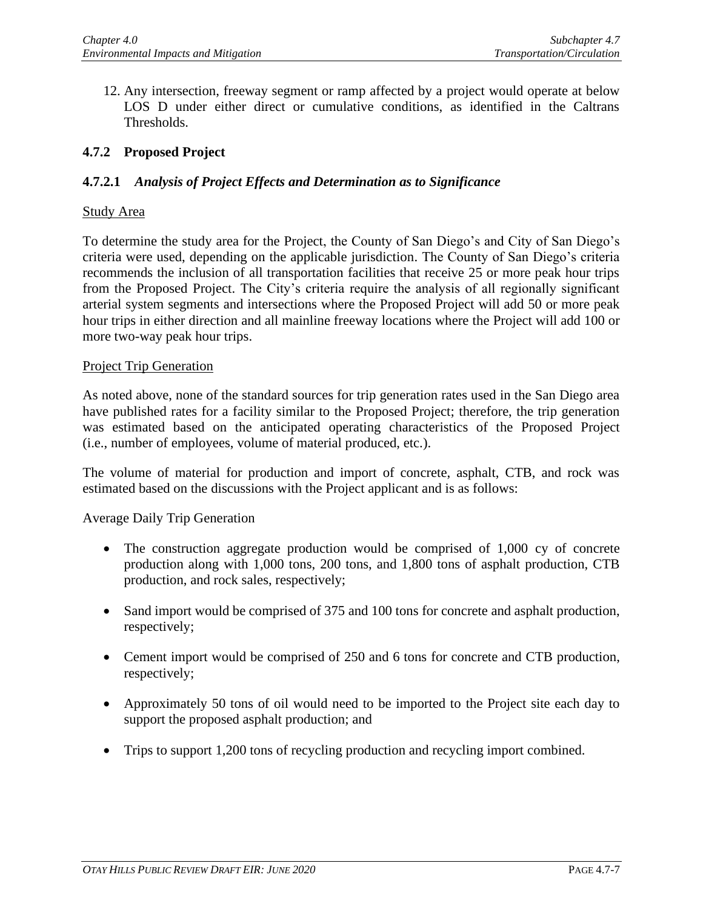12. Any intersection, freeway segment or ramp affected by a project would operate at below LOS D under either direct or cumulative conditions, as identified in the Caltrans Thresholds.

## 4.7.2 Proposed Project

### 4.7.2.1 *Analysis of Project Effects and Determination as to Significance*

Study Area

To determine the study area for the Project, the County of San Diego's and City of San Diego's criteria were used, depending on the applicable jurisdiction. The County of San Diego's criteria recommends the inclusion of all transportation facilities that receive 25 or more peak hour trips from the Proposed Project. The City's criteria require the analysis of all regionally significant arterial system segments and intersections where the Proposed Project will add 50 or more peak hour trips in either direction and all mainline freeway locations where the Project will add 100 or more two-way peak hour trips.

Project Trip Generation

As noted above, none of the standard sources for trip generation rates used in the San Diego area have published rates for a facility similar to the Proposed Project; therefore, the trip generation was estimated based on the anticipated operating characteristics of the Proposed Project (i.e., number of employees, volume of material produced, etc.).

The volume of material for production and import of concrete, asphalt, CTB, and rock was estimated based on the discussions with the Project applicant and is as follows:

Average Daily Trip Generation

- The construction aggregate production would be comprised of 1,000 cy of concrete production along with 1,000 tons, 200 tons, and 1,800 tons of asphalt production, CTB production, and rock sales, respectively;
- Sand import would be comprised of 375 and 100 tons for concrete and asphalt production, respectively;
- Cement import would be comprised of 250 and 6 tons for concrete and CTB production, respectively;
- Approximately 50 tons of oil would need to be imported to the Project site each day to support the proposed asphalt production; and
- Trips to support 1,200 tons of recycling production and recycling import combined.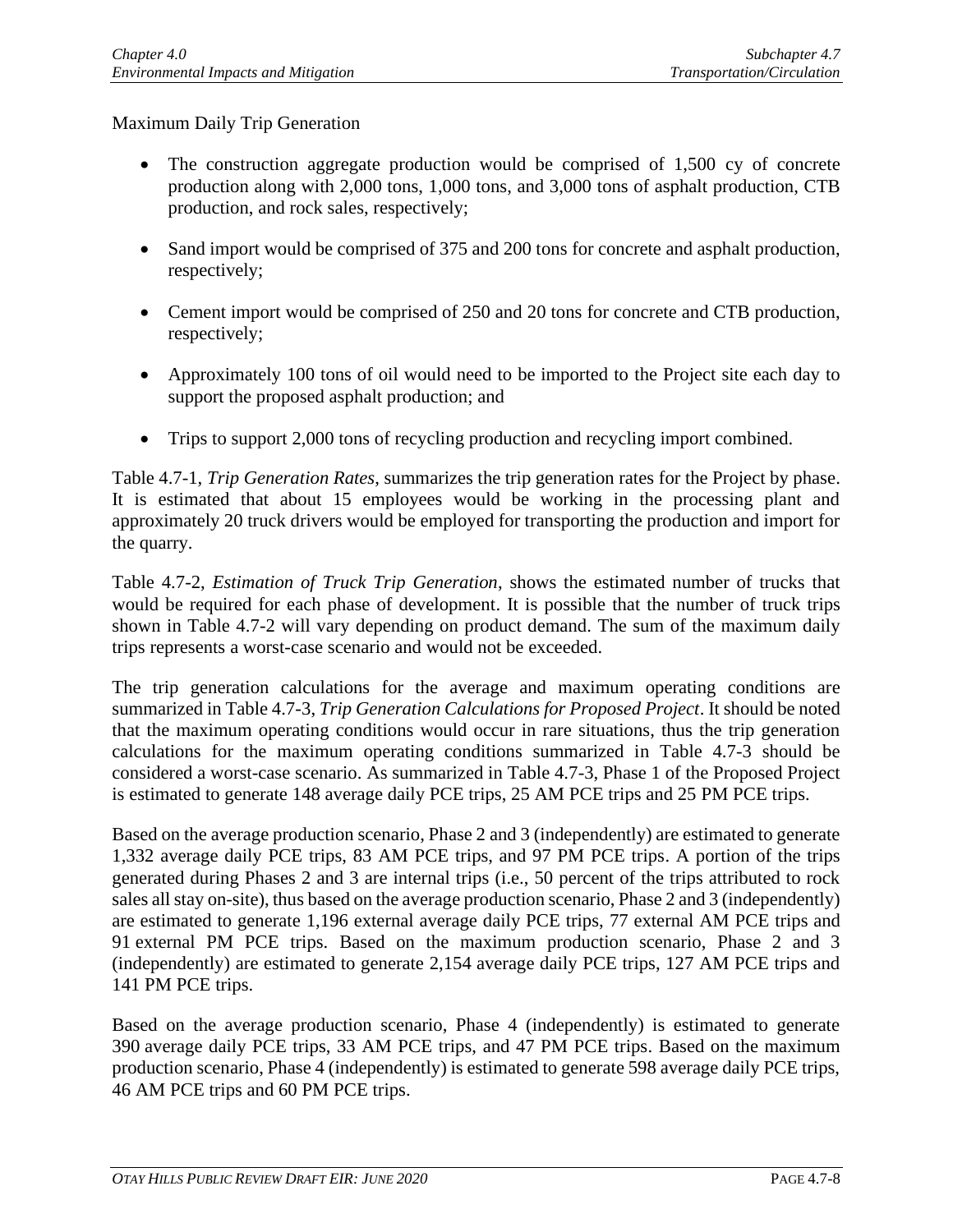Maximum Daily Trip Generation

- The construction aggregate production would be comprised of 1,500 cy of concrete production along with 2,000 tons, 1,000 tons, and 3,000 tons of asphalt production, CTB production, and rock sales, respectively;
- Sand import would be comprised of 375 and 200 tons for concrete and asphalt production, respectively;
- Cement import would be comprised of 250 and 20 tons for concrete and CTB production, respectively;
- Approximately 100 tons of oil would need to be imported to the Project site each day to support the proposed asphalt production; and
- Trips to support 2,000 tons of recycling production and recycling import combined.

Table 4.7-1, *Trip Generation Rates*, summarizes the trip generation rates for the Project by phase. It is estimated that about 15 employees would be working in the processing plant and approximately 20 truck drivers would be employed for transporting the production and import for the quarry.

Table 4.7-2, *Estimation of Truck Trip Generation*, shows the estimated number of trucks that would be required for each phase of development. It is possible that the number of truck trips shown in Table 4.7-2 will vary depending on product demand. The sum of the maximum daily trips represents a worst-case scenario and would not be exceeded.

The trip generation calculations for the average and maximum operating conditions are summarized in Table 4.7-3, *Trip Generation Calculations for Proposed Project*. It should be noted that the maximum operating conditions would occur in rare situations, thus the trip generation calculations for the maximum operating conditions summarized in Table 4.7-3 should be considered a worst-case scenario. As summarized in Table 4.7-3, Phase 1 of the Proposed Project is estimated to generate 148 average daily PCE trips, 25 AM PCE trips and 25 PM PCE trips.

Based on the average production scenario, Phase 2 and 3 (independently) are estimated to generate 1,332 average daily PCE trips, 83 AM PCE trips, and 97 PM PCE trips. A portion of the trips generated during Phases 2 and 3 are internal trips (i.e., 50 percent of the trips attributed to rock sales all stay on-site), thus based on the average production scenario, Phase 2 and 3 (independently) are estimated to generate 1,196 external average daily PCE trips, 77 external AM PCE trips and 91 external PM PCE trips. Based on the maximum production scenario, Phase 2 and 3 (independently) are estimated to generate 2,154 average daily PCE trips, 127 AM PCE trips and 141 PM PCE trips.

Based on the average production scenario, Phase 4 (independently) is estimated to generate 390 average daily PCE trips, 33 AM PCE trips, and 47 PM PCE trips. Based on the maximum production scenario, Phase 4 (independently) is estimated to generate 598 average daily PCE trips, 46 AM PCE trips and 60 PM PCE trips.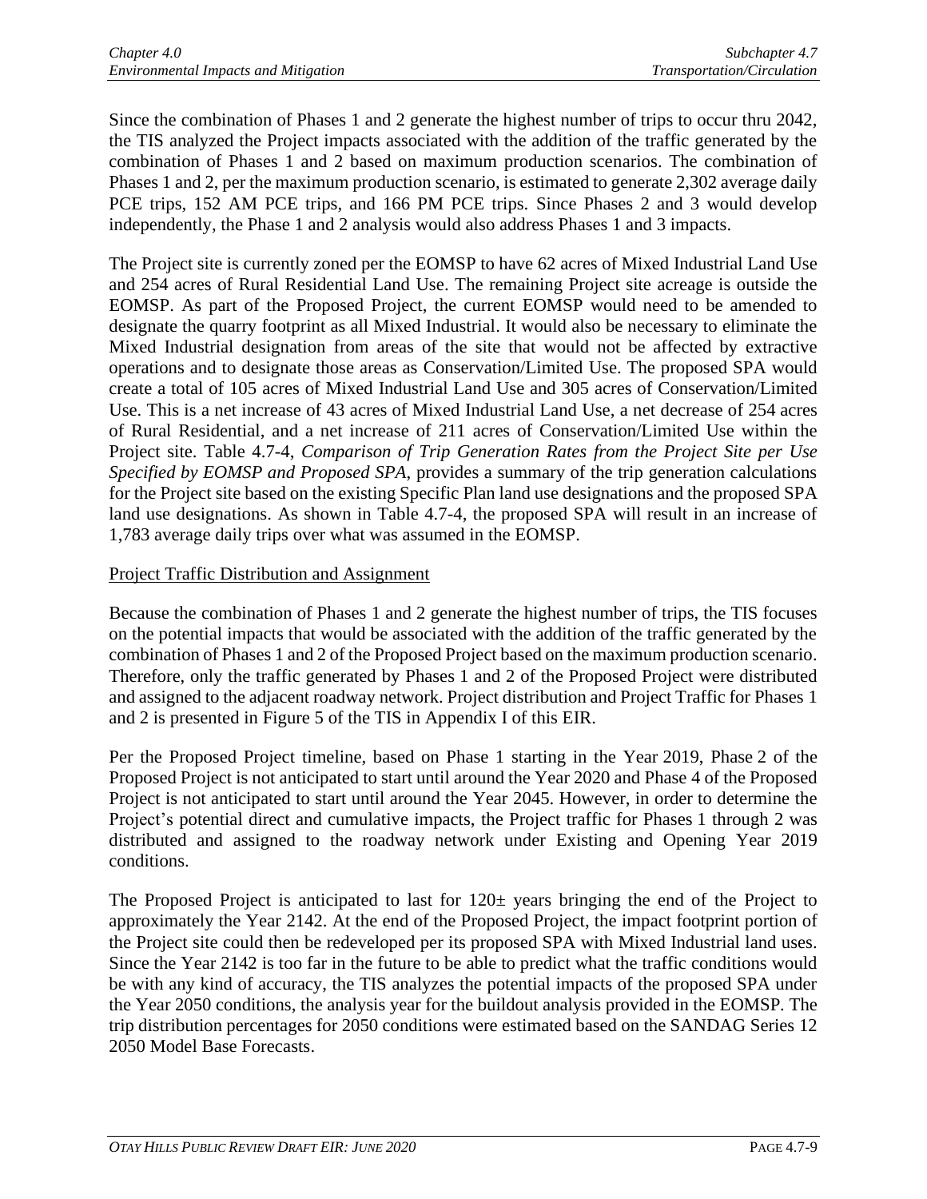Since the combination of Phases 1 and 2 generate the highest number of trips to occur thru 2042, the TIS analyzed the Project impacts associated with the addition of the traffic generated by the combination of Phases 1 and 2 based on maximum production scenarios. The combination of Phases 1 and 2, per the maximum production scenario, is estimated to generate 2,302 average daily PCE trips, 152 AM PCE trips, and 166 PM PCE trips. Since Phases 2 and 3 would develop independently, the Phase 1 and 2 analysis would also address Phases 1 and 3 impacts.

The Project site is currently zoned per the EOMSP to have 62 acres of Mixed Industrial Land Use and 254 acres of Rural Residential Land Use. The remaining Project site acreage is outside the EOMSP. As part of the Proposed Project, the current EOMSP would need to be amended to designate the quarry footprint as all Mixed Industrial. It would also be necessary to eliminate the Mixed Industrial designation from areas of the site that would not be affected by extractive operations and to designate those areas as Conservation/Limited Use. The proposed SPA would create a total of 105 acres of Mixed Industrial Land Use and 305 acres of Conservation/Limited Use. This is a net increase of 43 acres of Mixed Industrial Land Use, a net decrease of 254 acres of Rural Residential, and a net increase of 211 acres of Conservation/Limited Use within the Project site. Table 4.7-4, *Comparison of Trip Generation Rates from the Project Site per Use Specified by EOMSP and Proposed SPA*, provides a summary of the trip generation calculations for the Project site based on the existing Specific Plan land use designations and the proposed SPA land use designations. As shown in Table 4.7-4, the proposed SPA will result in an increase of 1,783 average daily trips over what was assumed in the EOMSP.

<u>Project Traffic Distribution and Assignment</u>

Because the combination of Phases 1 and 2 generate the highest number of trips, the TIS focuses on the potential impacts that would be associated with the addition of the traffic generated by the combination of Phases 1 and 2 of the Proposed Project based on the maximum production scenario. Therefore, only the traffic generated by Phases 1 and 2 of the Proposed Project were distributed and assigned to the adjacent roadway network. Project distribution and Project Traffic for Phases 1 and 2 is presented in Figure 5 of the TIS in Appendix I of this EIR.

Per the Proposed Project timeline, based on Phase 1 starting in the Year 2019, Phase 2 of the Proposed Project is not anticipated to start until around the Year 2020 and Phase 4 of the Proposed Project is not anticipated to start until around the Year 2045. However, in order to determine the Project's potential direct and cumulative impacts, the Project traffic for Phases 1 through 2 was distributed and assigned to the roadway network under Existing and Opening Year 2019 conditions.

The Proposed Project is anticipated to last for 120± years bringing the end of the Project to approximately the Year 2142. At the end of the Proposed Project, the impact footprint portion of the Project site could then be redeveloped per its proposed SPA with Mixed Industrial land uses. Since the Year 2142 is too far in the future to be able to predict what the traffic conditions would be with any kind of accuracy, the TIS analyzes the potential impacts of the proposed SPA under the Year 2050 conditions, the analysis year for the buildout analysis provided in the EOMSP. The trip distribution percentages for 2050 conditions were estimated based on the SANDAG Series 12 2050 Model Base Forecasts.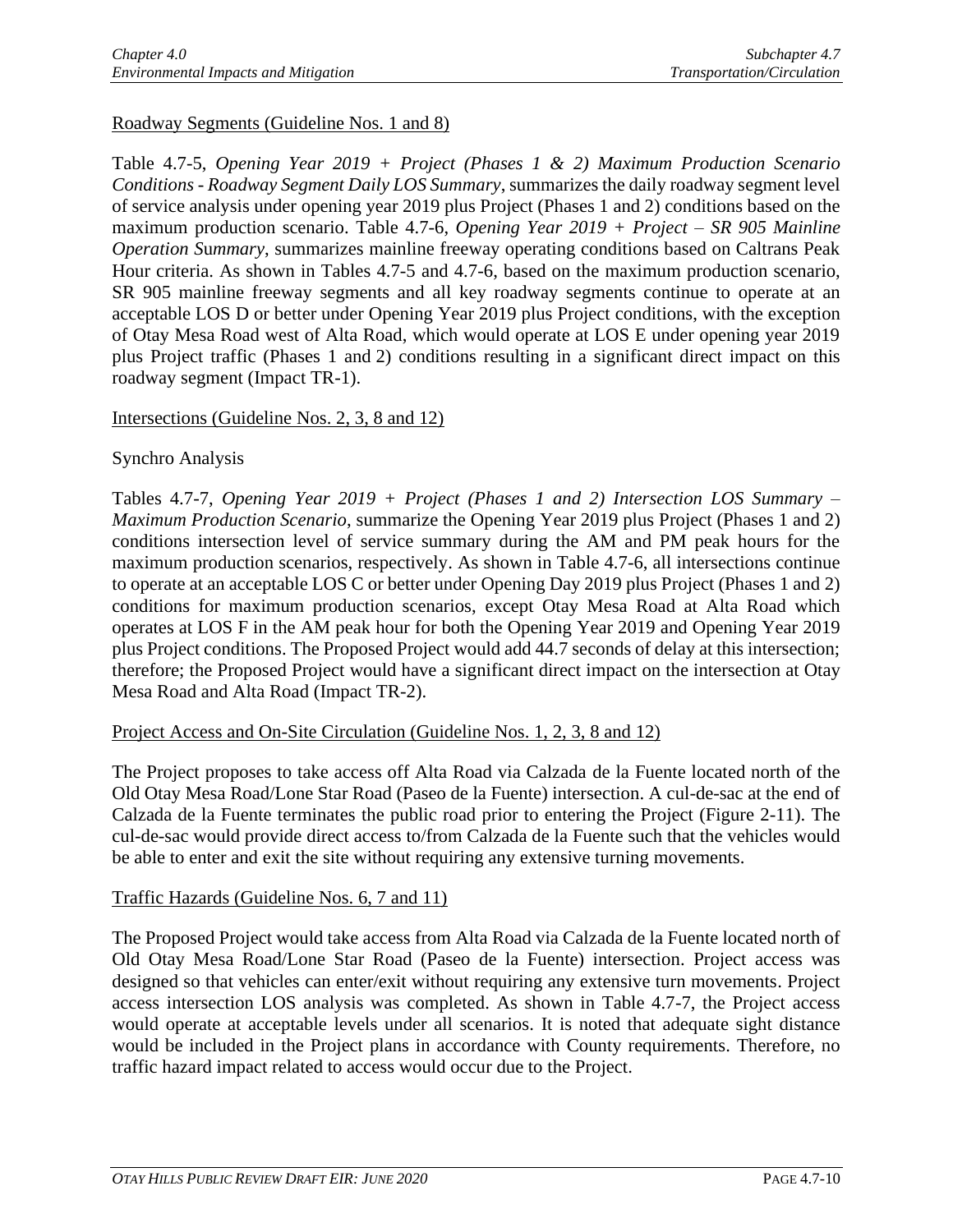Roadway Segments (Guideline Nos. 1 and 8)

Table 4.7-5, *Opening Year 2019 + Project (Phases 1 & 2) Maximum Production Scenario Conditions - Roadway Segment Daily LOS Summary*, summarizes the daily roadway segment level of service analysis under opening year 2019 plus Project (Phases 1 and 2) conditions based on the maximum production scenario. Table 4.7-6, *Opening Year 2019 + Project – SR 905 Mainline Operation Summary*, summarizes mainline freeway operating conditions based on Caltrans Peak Hour criteria. As shown in Tables 4.7-5 and 4.7-6, based on the maximum production scenario, SR 905 mainline freeway segments and all key roadway segments continue to operate at an acceptable LOS D or better under Opening Year 2019 plus Project conditions, with the exception of Otay Mesa Road west of Alta Road, which would operate at LOS E under opening year 2019 plus Project traffic (Phases 1 and 2) conditions resulting in a significant direct impact on this roadway segment (Impact TR-1).

Intersections (Guideline Nos. 2, 3, 8 and 12)

Synchro Analysis

Tables 4.7-7, *Opening Year 2019 + Project (Phases 1 and 2) Intersection LOS Summary – Maximum Production Scenario*, summarize the Opening Year 2019 plus Project (Phases 1 and 2) conditions intersection level of service summary during the AM and PM peak hours for the maximum production scenarios, respectively. As shown in Table 4.7-6, all intersections continue to operate at an acceptable LOS C or better under Opening Day 2019 plus Project (Phases 1 and 2) conditions for maximum production scenarios, except Otay Mesa Road at Alta Road which operates at LOS F in the AM peak hour for both the Opening Year 2019 and Opening Year 2019 plus Project conditions. The Proposed Project would add 44.7 seconds of delay at this intersection; therefore; the Proposed Project would have a significant direct impact on the intersection at Otay Mesa Road and Alta Road (Impact TR-2).

Project Access and On-Site Circulation (Guideline Nos. 1, 2, 3, 8 and 12)

The Project proposes to take access off Alta Road via Calzada de la Fuente located north of the Old Otay Mesa Road/Lone Star Road (Paseo de la Fuente) intersection. A cul-de-sac at the end of Calzada de la Fuente terminates the public road prior to entering the Project (Figure 2-11). The cul-de-sac would provide direct access to/from Calzada de la Fuente such that the vehicles would be able to enter and exit the site without requiring any extensive turning movements.

Traffic Hazards (Guideline Nos. 6, 7 and 11)

The Proposed Project would take access from Alta Road via Calzada de la Fuente located north of Old Otay Mesa Road/Lone Star Road (Paseo de la Fuente) intersection. Project access was designed so that vehicles can enter/exit without requiring any extensive turn movements. Project access intersection LOS analysis was completed. As shown in Table 4.7-7, the Project access would operate at acceptable levels under all scenarios. It is noted that adequate sight distance would be included in the Project plans in accordance with County requirements. Therefore, no traffic hazard impact related to access would occur due to the Project.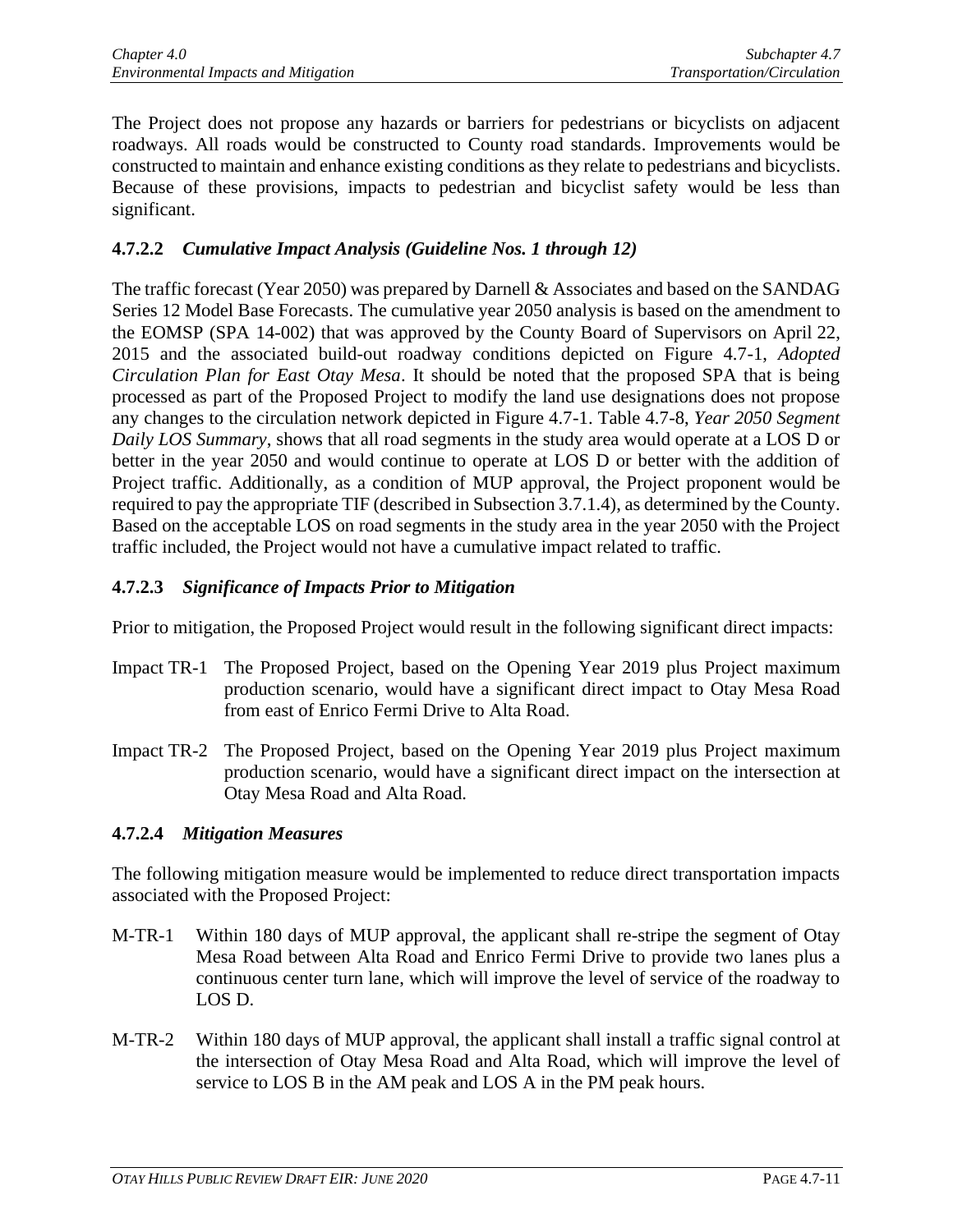The Project does not propose any hazards or barriers for pedestrians or bicyclists on adjacent roadways. All roads would be constructed to County road standards. Improvements would be constructed to maintain and enhance existing conditions as they relate to pedestrians and bicyclists. Because of these provisions, impacts to pedestrian and bicyclist safety would be less than significant.

### 4.7.2.2 *Cumulative Impact Analysis (Guideline Nos. 1 through 12)*

The traffic forecast (Year 2050) was prepared by Darnell & Associates and based on the SANDAG Series 12 Model Base Forecasts. The cumulative year 2050 analysis is based on the amendment to the EOMSP (SPA 14-002) that was approved by the County Board of Supervisors on April 22, 2015 and the associated build-out roadway conditions depicted on Figure 4.7-1, *Adopted Circulation Plan for East Otay Mesa*. It should be noted that the proposed SPA that is being processed as part of the Proposed Project to modify the land use designations does not propose any changes to the circulation network depicted in Figure 4.7-1. Table 4.7-8, *Year 2050 Segment Daily LOS Summary*, shows that all road segments in the study area would operate at a LOS D or better in the year 2050 and would continue to operate at LOS D or better with the addition of Project traffic. Additionally, as a condition of MUP approval, the Project proponent would be required to pay the appropriate TIF (described in Subsection 3.7.1.4), as determined by the County. Based on the acceptable LOS on road segments in the study area in the year 2050 with the Project traffic included, the Project would not have a cumulative impact related to traffic.

### 4.7.2.3 *Significance of Impacts Prior to Mitigation*

Prior to mitigation, the Proposed Project would result in the following significant direct impacts:

Impact TR-1 The Proposed Project, based on the Opening Year 2019 plus Project maximum production scenario, would have a significant direct impact to Otay Mesa Road from east of Enrico Fermi Drive to Alta Road.

Impact TR-2 The Proposed Project, based on the Opening Year 2019 plus Project maximum production scenario, would have a significant direct impact on the intersection at Otay Mesa Road and Alta Road.

### 4.7.2.4 *Mitigation Measures*

The following mitigation measure would be implemented to reduce direct transportation impacts associated with the Proposed Project:

M-TR-1 Within 180 days of MUP approval, the applicant shall re-stripe the segment of Otay Mesa Road between Alta Road and Enrico Fermi Drive to provide two lanes plus a continuous center turn lane, which will improve the level of service of the roadway to LOS D.

M-TR-2 Within 180 days of MUP approval, the applicant shall install a traffic signal control at the intersection of Otay Mesa Road and Alta Road, which will improve the level of service to LOS B in the AM peak and LOS A in the PM peak hours.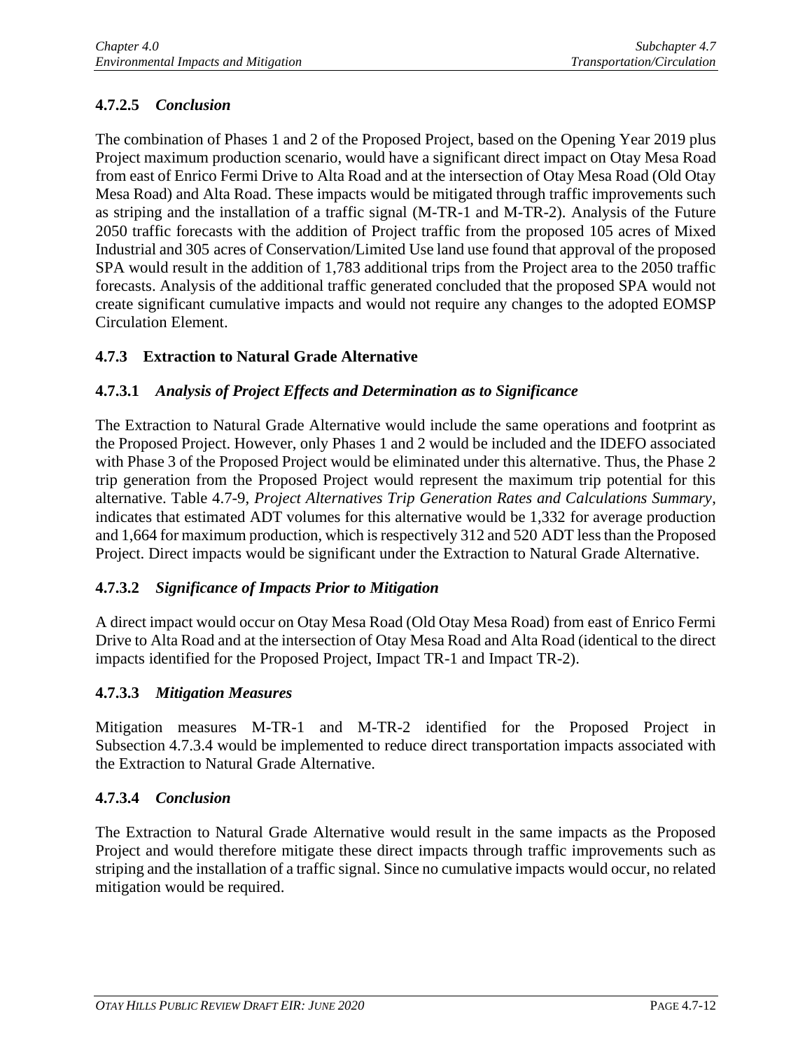#### 4.7.2.5 *Conclusion*

The combination of Phases 1 and 2 of the Proposed Project, based on the Opening Year 2019 plus Project maximum production scenario, would have a significant direct impact on Otay Mesa Road from east of Enrico Fermi Drive to Alta Road and at the intersection of Otay Mesa Road (Old Otay Mesa Road) and Alta Road. These impacts would be mitigated through traffic improvements such as striping and the installation of a traffic signal (M-TR-1 and M-TR-2). Analysis of the Future 2050 traffic forecasts with the addition of Project traffic from the proposed 105 acres of Mixed Industrial and 305 acres of Conservation/Limited Use land use found that approval of the proposed SPA would result in the addition of 1,783 additional trips from the Project area to the 2050 traffic forecasts. Analysis of the additional traffic generated concluded that the proposed SPA would not create significant cumulative impacts and would not require any changes to the adopted EOMSP Circulation Element.

### 4.7.3 Extraction to Natural Grade Alternative

#### 4.7.3.1 *Analysis of Project Effects and Determination as to Significance*

The Extraction to Natural Grade Alternative would include the same operations and footprint as the Proposed Project. However, only Phases 1 and 2 would be included and the IDEFO associated with Phase 3 of the Proposed Project would be eliminated under this alternative. Thus, the Phase 2 trip generation from the Proposed Project would represent the maximum trip potential for this alternative. Table 4.7-9, *Project Alternatives Trip Generation Rates and Calculations Summary*, indicates that estimated ADT volumes for this alternative would be 1,332 for average production and 1,664 for maximum production, which is respectively 312 and 520 ADT less than the Proposed Project. Direct impacts would be significant under the Extraction to Natural Grade Alternative.

#### 4.7.3.2 *Significance of Impacts Prior to Mitigation*

A direct impact would occur on Otay Mesa Road (Old Otay Mesa Road) from east of Enrico Fermi Drive to Alta Road and at the intersection of Otay Mesa Road and Alta Road (identical to the direct impacts identified for the Proposed Project, Impact TR-1 and Impact TR-2).

#### 4.7.3.3 *Mitigation Measures*

Mitigation measures M-TR-1 and M-TR-2 identified for the Proposed Project in Subsection 4.7.3.4 would be implemented to reduce direct transportation impacts associated with the Extraction to Natural Grade Alternative.

#### 4.7.3.4 *Conclusion*

The Extraction to Natural Grade Alternative would result in the same impacts as the Proposed Project and would therefore mitigate these direct impacts through traffic improvements such as striping and the installation of a traffic signal. Since no cumulative impacts would occur, no related mitigation would be required.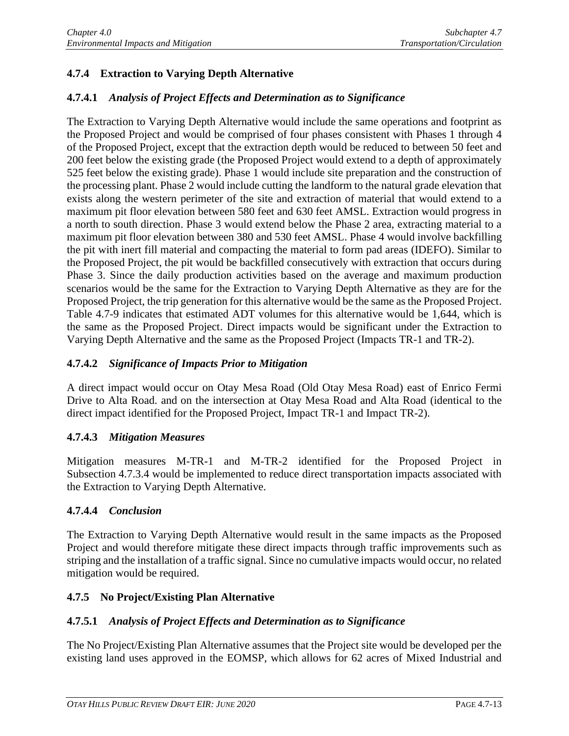## 4.7.4 Extraction to Varying Depth Alternative

### 4.7.4.1 *Analysis of Project Effects and Determination as to Significance*

The Extraction to Varying Depth Alternative would include the same operations and footprint as the Proposed Project and would be comprised of four phases consistent with Phases 1 through 4 of the Proposed Project, except that the extraction depth would be reduced to between 50 feet and 200 feet below the existing grade (the Proposed Project would extend to a depth of approximately 525 feet below the existing grade). Phase 1 would include site preparation and the construction of the processing plant. Phase 2 would include cutting the landform to the natural grade elevation that exists along the western perimeter of the site and extraction of material that would extend to a maximum pit floor elevation between 580 feet and 630 feet AMSL. Extraction would progress in a north to south direction. Phase 3 would extend below the Phase 2 area, extracting material to a maximum pit floor elevation between 380 and 530 feet AMSL. Phase 4 would involve backfilling the pit with inert fill material and compacting the material to form pad areas (IDEFO). Similar to the Proposed Project, the pit would be backfilled consecutively with extraction that occurs during Phase 3. Since the daily production activities based on the average and maximum production scenarios would be the same for the Extraction to Varying Depth Alternative as they are for the Proposed Project, the trip generation for this alternative would be the same as the Proposed Project. Table 4.7-9 indicates that estimated ADT volumes for this alternative would be 1,644, which is the same as the Proposed Project. Direct impacts would be significant under the Extraction to Varying Depth Alternative and the same as the Proposed Project (Impacts TR-1 and TR-2).

### 4.7.4.2 *Significance of Impacts Prior to Mitigation*

A direct impact would occur on Otay Mesa Road (Old Otay Mesa Road) east of Enrico Fermi Drive to Alta Road. and on the intersection at Otay Mesa Road and Alta Road (identical to the direct impact identified for the Proposed Project, Impact TR-1 and Impact TR-2).

### 4.7.4.3 *Mitigation Measures*

Mitigation measures M-TR-1 and M-TR-2 identified for the Proposed Project in Subsection 4.7.3.4 would be implemented to reduce direct transportation impacts associated with the Extraction to Varying Depth Alternative.

### 4.7.4.4 *Conclusion*

The Extraction to Varying Depth Alternative would result in the same impacts as the Proposed Project and would therefore mitigate these direct impacts through traffic improvements such as striping and the installation of a traffic signal. Since no cumulative impacts would occur, no related mitigation would be required.

## 4.7.5 No Project/Existing Plan Alternative

### 4.7.5.1 *Analysis of Project Effects and Determination as to Significance*

The No Project/Existing Plan Alternative assumes that the Project site would be developed per the existing land uses approved in the EOMSP, which allows for 62 acres of Mixed Industrial and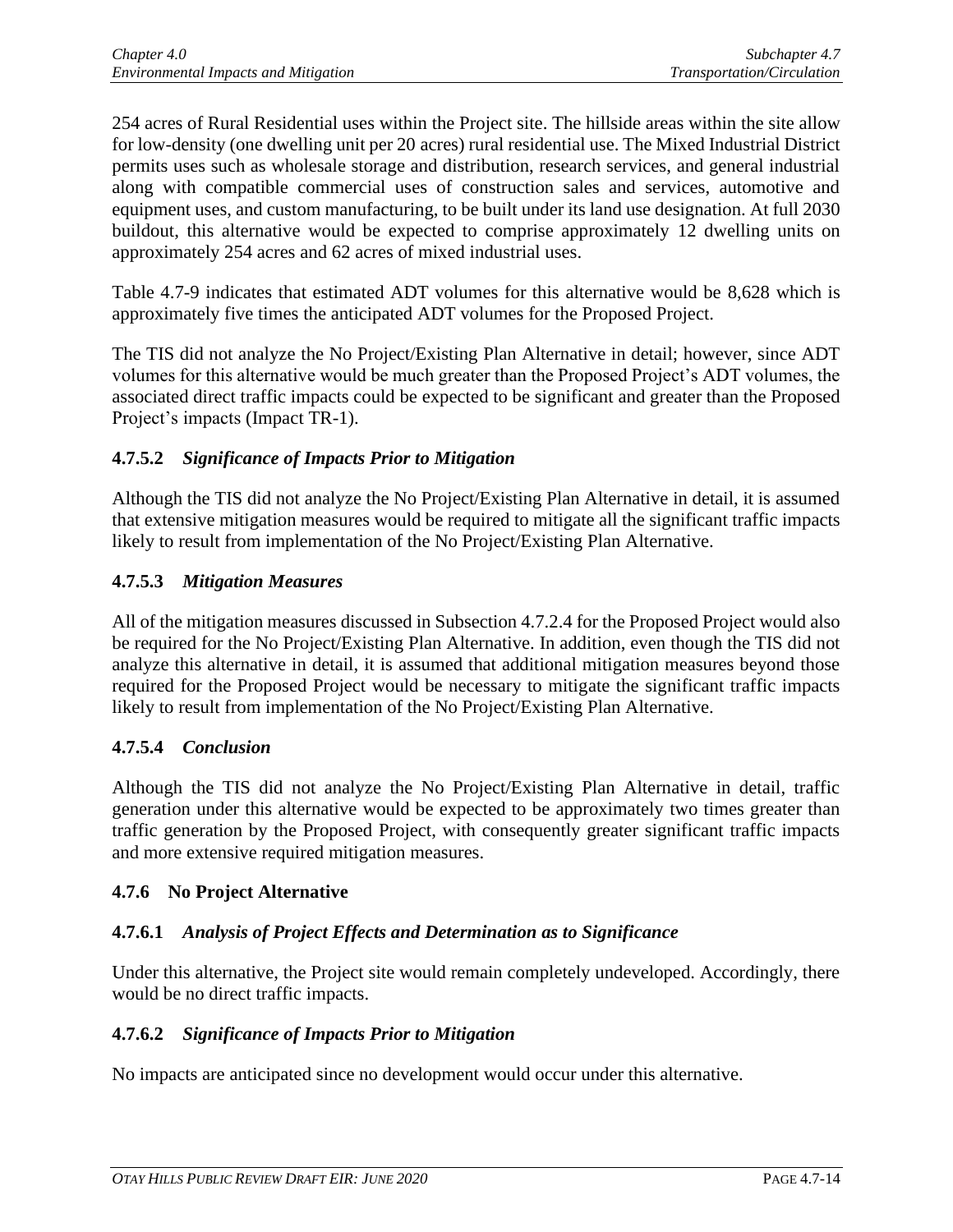254 acres of Rural Residential uses within the Project site. The hillside areas within the site allow for low-density (one dwelling unit per 20 acres) rural residential use. The Mixed Industrial District permits uses such as wholesale storage and distribution, research services, and general industrial along with compatible commercial uses of construction sales and services, automotive and equipment uses, and custom manufacturing, to be built under its land use designation. At full 2030 buildout, this alternative would be expected to comprise approximately 12 dwelling units on approximately 254 acres and 62 acres of mixed industrial uses.

Table 4.7-9 indicates that estimated ADT volumes for this alternative would be 8,628 which is approximately five times the anticipated ADT volumes for the Proposed Project.

The TIS did not analyze the No Project/Existing Plan Alternative in detail; however, since ADT volumes for this alternative would be much greater than the Proposed Project's ADT volumes, the associated direct traffic impacts could be expected to be significant and greater than the Proposed Project's impacts (Impact TR-1).

### 4.7.5.2 *Significance of Impacts Prior to Mitigation*

Although the TIS did not analyze the No Project/Existing Plan Alternative in detail, it is assumed that extensive mitigation measures would be required to mitigate all the significant traffic impacts likely to result from implementation of the No Project/Existing Plan Alternative.

### 4.7.5.3 *Mitigation Measures*

All of the mitigation measures discussed in Subsection 4.7.2.4 for the Proposed Project would also be required for the No Project/Existing Plan Alternative. In addition, even though the TIS did not analyze this alternative in detail, it is assumed that additional mitigation measures beyond those required for the Proposed Project would be necessary to mitigate the significant traffic impacts likely to result from implementation of the No Project/Existing Plan Alternative.

### 4.7.5.4 *Conclusion*

Although the TIS did not analyze the No Project/Existing Plan Alternative in detail, traffic generation under this alternative would be expected to be approximately two times greater than traffic generation by the Proposed Project, with consequently greater significant traffic impacts and more extensive required mitigation measures.

## 4.7.6 No Project Alternative

### 4.7.6.1 *Analysis of Project Effects and Determination as to Significance*

Under this alternative, the Project site would remain completely undeveloped. Accordingly, there would be no direct traffic impacts.

### 4.7.6.2 *Significance of Impacts Prior to Mitigation*

No impacts are anticipated since no development would occur under this alternative.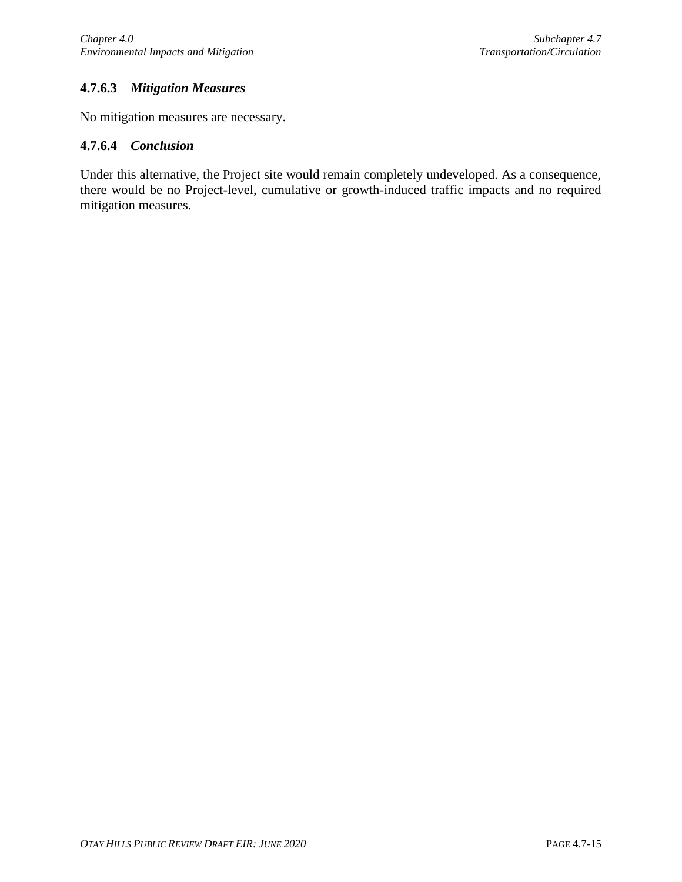#### 4.7.6.3 *Mitigation Measures*

No mitigation measures are necessary.

#### 4.7.6.4 *Conclusion*

Under this alternative, the Project site would remain completely undeveloped. As a consequence, there would be no Project-level, cumulative or growth-induced traffic impacts and no required mitigation measures.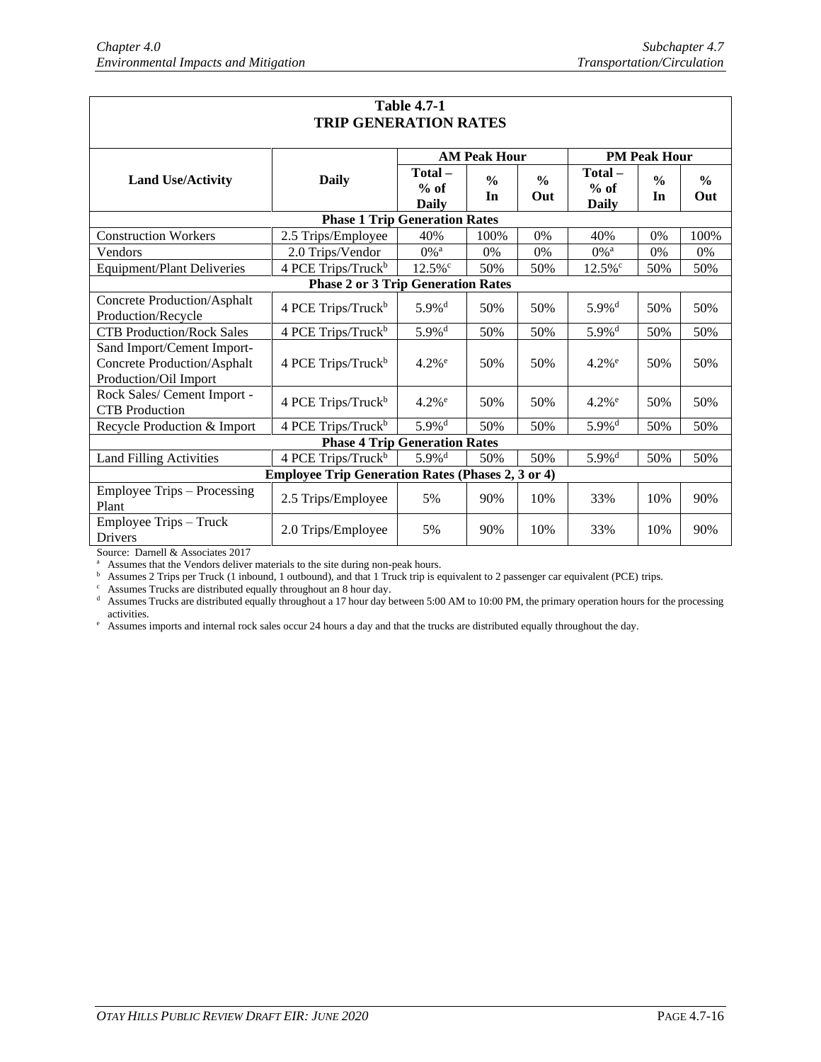**Table 4.7-1**
**TRIP GENERATION RATES**

| Land Use/Activity | Daily | AM Peak Hour | | | PM Peak Hour | | |
|---|---|---|---|---|---|---|---|
| | | Total – % of Daily | % In | % Out | Total – % of Daily | % In | % Out |
| **Phase 1 Trip Generation Rates** | | | | | | | |
| Construction Workers | 2.5 Trips/Employee | 40% | 100% | 0% | 40% | 0% | 100% |
| Vendors | 2.0 Trips/Vendor | 0%[a] | 0% | 0% | 0%[a] | 0% | 0% |
| Equipment/Plant Deliveries | 4 PCE Trips/Truck[b] | 12.5%[c] | 50% | 50% | 12.5%[c] | 50% | 50% |
| **Phase 2 or 3 Trip Generation Rates** | | | | | | | |
| Concrete Production/Asphalt Production/Recycle | 4 PCE Trips/Truck[b] | 5.9%[d] | 50% | 50% | 5.9%[d] | 50% | 50% |
| CTB Production/Rock Sales | 4 PCE Trips/Truck[b] | 5.9%[d] | 50% | 50% | 5.9%[d] | 50% | 50% |
| Sand Import/Cement Import-Concrete Production/Asphalt Production/Oil Import | 4 PCE Trips/Truck[b] | 4.2%[e] | 50% | 50% | 4.2%[e] | 50% | 50% |
| Rock Sales/ Cement Import - CTB Production | 4 PCE Trips/Truck[b] | 4.2%[e] | 50% | 50% | 4.2%[e] | 50% | 50% |
| Recycle Production & Import | 4 PCE Trips/Truck[b] | 5.9%[d] | 50% | 50% | 5.9%[d] | 50% | 50% |
| **Phase 4 Trip Generation Rates** | | | | | | | |
| Land Filling Activities | 4 PCE Trips/Truck[b] | 5.9%[d] | 50% | 50% | 5.9%[d] | 50% | 50% |
| **Employee Trip Generation Rates (Phases 2, 3 or 4)** | | | | | | | |
| Employee Trips – Processing Plant | 2.5 Trips/Employee | 5% | 90% | 10% | 33% | 10% | 90% |
| Employee Trips – Truck Drivers | 2.0 Trips/Employee | 5% | 90% | 10% | 33% | 10% | 90% |

Source: Darnell & Associates 2017

[a] Assumes that the Vendors deliver materials to the site during non-peak hours.
[b] Assumes 2 Trips per Truck (1 inbound, 1 outbound), and that 1 Truck trip is equivalent to 2 passenger car equivalent (PCE) trips.
[c] Assumes Trucks are distributed equally throughout an 8 hour day.
[d] Assumes Trucks are distributed equally throughout a 17 hour day between 5:00 AM to 10:00 PM, the primary operation hours for the processing activities.
[e] Assumes imports and internal rock sales occur 24 hours a day and that the trucks are distributed equally throughout the day.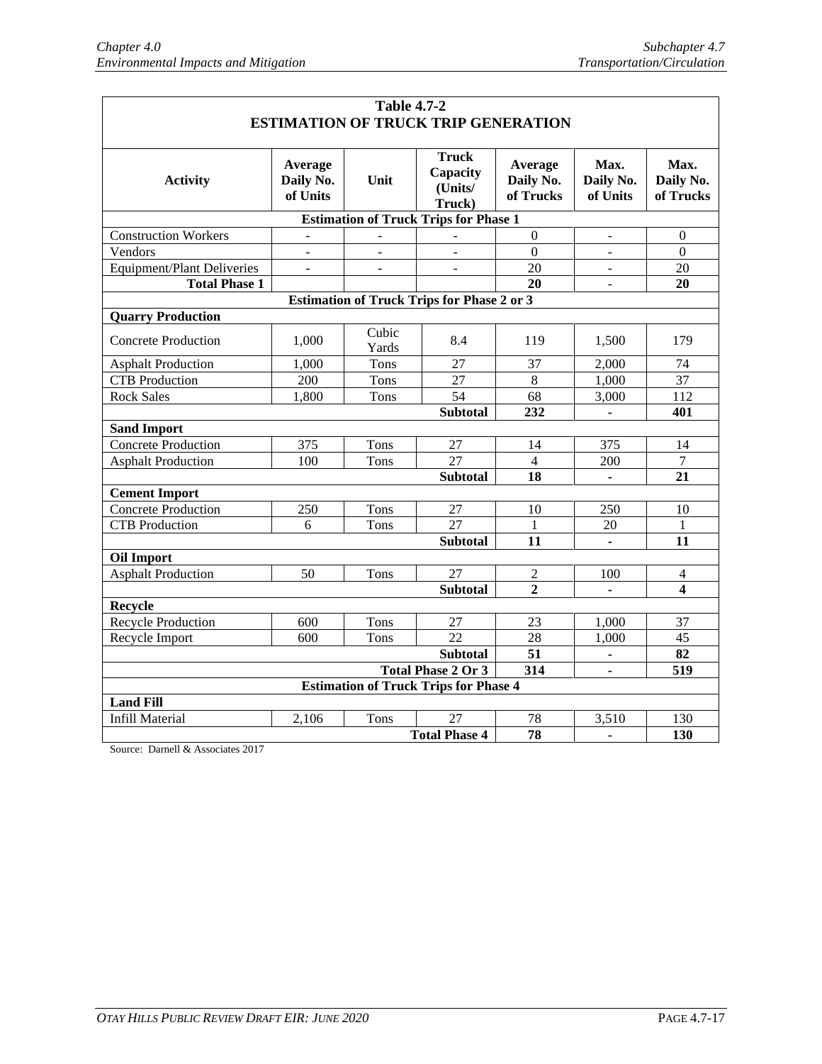**Table 4.7-2**
**ESTIMATION OF TRUCK TRIP GENERATION**

| Activity | Average Daily No. of Units | Unit | Truck Capacity (Units/ Truck) | Average Daily No. of Trucks | Max. Daily No. of Units | Max. Daily No. of Trucks |
|---|---|---|---|---|---|---|
| **Estimation of Truck Trips for Phase 1** | | | | | | |
| Construction Workers | - | - | - | 0 | - | 0 |
| Vendors | - | - | - | 0 | - | 0 |
| Equipment/Plant Deliveries | - | - | - | 20 | - | 20 |
| **Total Phase 1** | | | | **20** | - | **20** |
| **Estimation of Truck Trips for Phase 2 or 3** | | | | | | |
| **Quarry Production** | | | | | | |
| Concrete Production | 1,000 | Cubic Yards | 8.4 | 119 | 1,500 | 179 |
| Asphalt Production | 1,000 | Tons | 27 | 37 | 2,000 | 74 |
| CTB Production | 200 | Tons | 27 | 8 | 1,000 | 37 |
| Rock Sales | 1,800 | Tons | 54 | 68 | 3,000 | 112 |
| | | | **Subtotal** | **232** | **-** | **401** |
| **Sand Import** | | | | | | |
| Concrete Production | 375 | Tons | 27 | 14 | 375 | 14 |
| Asphalt Production | 100 | Tons | 27 | 4 | 200 | 7 |
| | | | **Subtotal** | **18** | **-** | **21** |
| **Cement Import** | | | | | | |
| Concrete Production | 250 | Tons | 27 | 10 | 250 | 10 |
| CTB Production | 6 | Tons | 27 | 1 | 20 | 1 |
| | | | **Subtotal** | **11** | **-** | **11** |
| **Oil Import** | | | | | | |
| Asphalt Production | 50 | Tons | 27 | 2 | 100 | 4 |
| | | | **Subtotal** | **2** | **-** | **4** |
| **Recycle** | | | | | | |
| Recycle Production | 600 | Tons | 27 | 23 | 1,000 | 37 |
| Recycle Import | 600 | Tons | 22 | 28 | 1,000 | 45 |
| | | | **Subtotal** | **51** | **-** | **82** |
| | | | **Total Phase 2 Or 3** | **314** | **-** | **519** |
| **Estimation of Truck Trips for Phase 4** | | | | | | |
| **Land Fill** | | | | | | |
| Infill Material | 2,106 | Tons | 27 | 78 | 3,510 | 130 |
| | | | **Total Phase 4** | **78** | **-** | **130** |

Source: Darnell & Associates 2017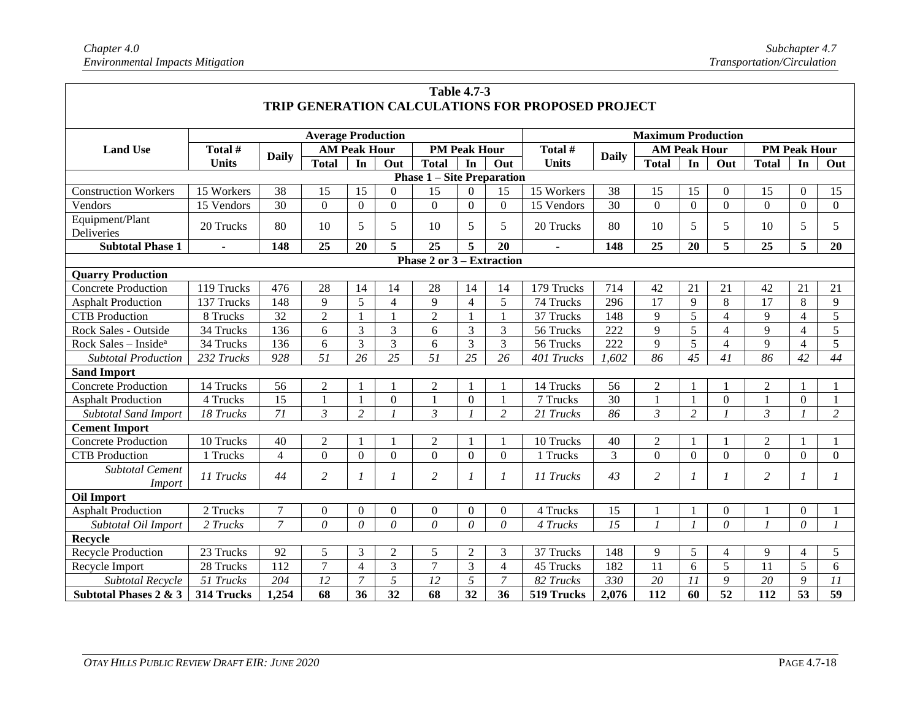**Table 4.7-3**
**TRIP GENERATION CALCULATIONS FOR PROPOSED PROJECT**

| Land Use | Average Production | | | | | | | | Maximum Production | | | | | | | |
|---|---|---|---|---|---|---|---|---|---|---|---|---|---|---|---|---|
| | Total # Units | Daily | AM Peak Hour | | | PM Peak Hour | | | Total # Units | Daily | AM Peak Hour | | | PM Peak Hour | | |
| | | | Total | In | Out | Total | In | Out | | | Total | In | Out | Total | In | Out |
| **Phase 1 – Site Preparation** | | | | | | | | | | | | | | | | |
| Construction Workers | 15 Workers | 38 | 15 | 15 | 0 | 15 | 0 | 15 | 15 Workers | 38 | 15 | 15 | 0 | 15 | 0 | 15 |
| Vendors | 15 Vendors | 30 | 0 | 0 | 0 | 0 | 0 | 0 | 15 Vendors | 30 | 0 | 0 | 0 | 0 | 0 | 0 |
| Equipment/Plant Deliveries | 20 Trucks | 80 | 10 | 5 | 5 | 10 | 5 | 5 | 20 Trucks | 80 | 10 | 5 | 5 | 10 | 5 | 5 |
| **Subtotal Phase 1** | **-** | **148** | **25** | **20** | **5** | **25** | **5** | **20** | **-** | **148** | **25** | **20** | **5** | **25** | **5** | **20** |
| **Phase 2 or 3 – Extraction** | | | | | | | | | | | | | | | | |
| **Quarry Production** | | | | | | | | | | | | | | | | |
| Concrete Production | 119 Trucks | 476 | 28 | 14 | 14 | 28 | 14 | 14 | 179 Trucks | 714 | 42 | 21 | 21 | 42 | 21 | 21 |
| Asphalt Production | 137 Trucks | 148 | 9 | 5 | 4 | 9 | 4 | 5 | 74 Trucks | 296 | 17 | 9 | 8 | 17 | 8 | 9 |
| CTB Production | 8 Trucks | 32 | 2 | 1 | 1 | 2 | 1 | 1 | 37 Trucks | 148 | 9 | 5 | 4 | 9 | 4 | 5 |
| Rock Sales - Outside | 34 Trucks | 136 | 6 | 3 | 3 | 6 | 3 | 3 | 56 Trucks | 222 | 9 | 5 | 4 | 9 | 4 | 5 |
| Rock Sales – Inside[a] | 34 Trucks | 136 | 6 | 3 | 3 | 6 | 3 | 3 | 56 Trucks | 222 | 9 | 5 | 4 | 9 | 4 | 5 |
| *Subtotal Production* | *232 Trucks* | *928* | *51* | *26* | *25* | *51* | *25* | *26* | *401 Trucks* | *1,602* | *86* | *45* | *41* | *86* | *42* | *44* |
| **Sand Import** | | | | | | | | | | | | | | | | |
| Concrete Production | 14 Trucks | 56 | 2 | 1 | 1 | 2 | 1 | 1 | 14 Trucks | 56 | 2 | 1 | 1 | 2 | 1 | 1 |
| Asphalt Production | 4 Trucks | 15 | 1 | 1 | 0 | 1 | 0 | 1 | 7 Trucks | 30 | 1 | 1 | 0 | 1 | 0 | 1 |
| *Subtotal Sand Import* | *18 Trucks* | *71* | *3* | *2* | *1* | *3* | *1* | *2* | *21 Trucks* | *86* | *3* | *2* | *1* | *3* | *1* | *2* |
| **Cement Import** | | | | | | | | | | | | | | | | |
| Concrete Production | 10 Trucks | 40 | 2 | 1 | 1 | 2 | 1 | 1 | 10 Trucks | 40 | 2 | 1 | 1 | 2 | 1 | 1 |
| CTB Production | 1 Trucks | 4 | 0 | 0 | 0 | 0 | 0 | 0 | 1 Trucks | 3 | 0 | 0 | 0 | 0 | 0 | 0 |
| *Subtotal Cement Import* | *11 Trucks* | *44* | *2* | *1* | *1* | *2* | *1* | *1* | *11 Trucks* | *43* | *2* | *1* | *1* | *2* | *1* | *1* |
| **Oil Import** | | | | | | | | | | | | | | | | |
| Asphalt Production | 2 Trucks | 7 | 0 | 0 | 0 | 0 | 0 | 0 | 4 Trucks | 15 | 1 | 1 | 0 | 1 | 0 | 1 |
| *Subtotal Oil Import* | *2 Trucks* | *7* | *0* | *0* | *0* | *0* | *0* | *0* | *4 Trucks* | *15* | *1* | *1* | *0* | *1* | *0* | *1* |
| **Recycle** | | | | | | | | | | | | | | | | |
| Recycle Production | 23 Trucks | 92 | 5 | 3 | 2 | 5 | 2 | 3 | 37 Trucks | 148 | 9 | 5 | 4 | 9 | 4 | 5 |
| Recycle Import | 28 Trucks | 112 | 7 | 4 | 3 | 7 | 3 | 4 | 45 Trucks | 182 | 11 | 6 | 5 | 11 | 5 | 6 |
| *Subtotal Recycle* | *51 Trucks* | *204* | *12* | *7* | *5* | *12* | *5* | *7* | *82 Trucks* | *330* | *20* | *11* | *9* | *20* | *9* | *11* |
| **Subtotal Phases 2 & 3** | **314 Trucks** | **1,254** | **68** | **36** | **32** | **68** | **32** | **36** | **519 Trucks** | **2,076** | **112** | **60** | **52** | **112** | **53** | **59** |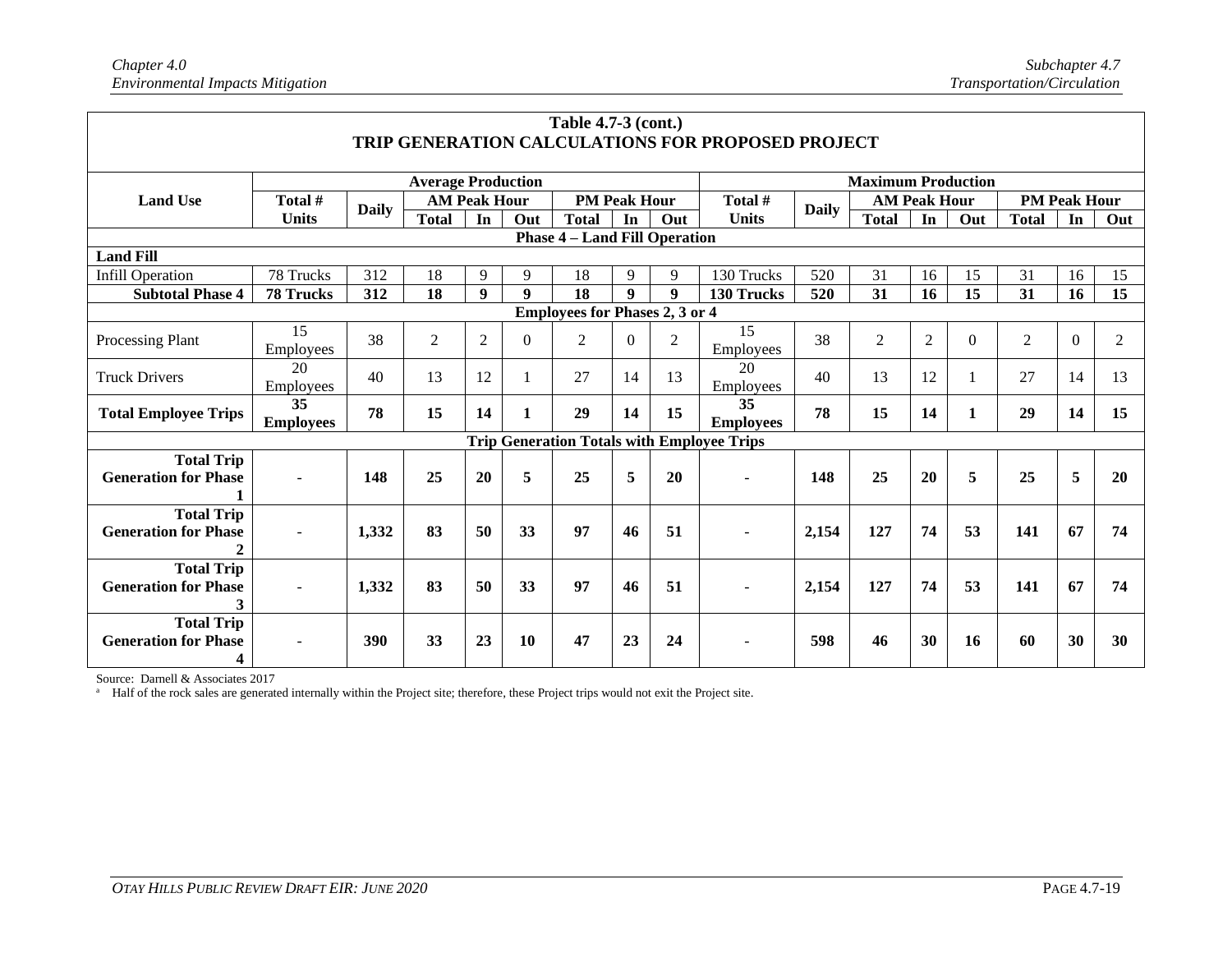**Table 4.7-3 (cont.)**
**TRIP GENERATION CALCULATIONS FOR PROPOSED PROJECT**

| Land Use | Average Production | | | | | | | | Maximum Production | | | | | | | |
|---|---|---|---|---|---|---|---|---|---|---|---|---|---|---|---|---|
| | Total # Units | Daily | AM Peak Hour | | | PM Peak Hour | | | Total # Units | Daily | AM Peak Hour | | | PM Peak Hour | | |
| | | | Total | In | Out | Total | In | Out | | | Total | In | Out | Total | In | Out |
| **Phase 4 – Land Fill Operation** | | | | | | | | | | | | | | | | |
| **Land Fill** | | | | | | | | | | | | | | | | |
| Infill Operation | 78 Trucks | 312 | 18 | 9 | 9 | 18 | 9 | 9 | 130 Trucks | 520 | 31 | 16 | 15 | 31 | 16 | 15 |
| **Subtotal Phase 4** | **78 Trucks** | **312** | **18** | **9** | **9** | **18** | **9** | **9** | **130 Trucks** | **520** | **31** | **16** | **15** | **31** | **16** | **15** |
| **Employees for Phases 2, 3 or 4** | | | | | | | | | | | | | | | | |
| Processing Plant | 15 Employees | 38 | 2 | 2 | 0 | 2 | 0 | 2 | 15 Employees | 38 | 2 | 2 | 0 | 2 | 0 | 2 |
| Truck Drivers | 20 Employees | 40 | 13 | 12 | 1 | 27 | 14 | 13 | 20 Employees | 40 | 13 | 12 | 1 | 27 | 14 | 13 |
| **Total Employee Trips** | **35 Employees** | **78** | **15** | **14** | **1** | **29** | **14** | **15** | **35 Employees** | **78** | **15** | **14** | **1** | **29** | **14** | **15** |
| **Trip Generation Totals with Employee Trips** | | | | | | | | | | | | | | | | |
| **Total Trip Generation for Phase 1** | - | **148** | **25** | **20** | **5** | **25** | **5** | **20** | - | **148** | **25** | **20** | **5** | **25** | **5** | **20** |
| **Total Trip Generation for Phase 2** | - | **1,332** | **83** | **50** | **33** | **97** | **46** | **51** | - | **2,154** | **127** | **74** | **53** | **141** | **67** | **74** |
| **Total Trip Generation for Phase 3** | - | **1,332** | **83** | **50** | **33** | **97** | **46** | **51** | - | **2,154** | **127** | **74** | **53** | **141** | **67** | **74** |
| **Total Trip Generation for Phase 4** | - | **390** | **33** | **23** | **10** | **47** | **23** | **24** | - | **598** | **46** | **30** | **16** | **60** | **30** | **30** |

Source: Darnell & Associates 2017

[a] Half of the rock sales are generated internally within the Project site; therefore, these Project trips would not exit the Project site.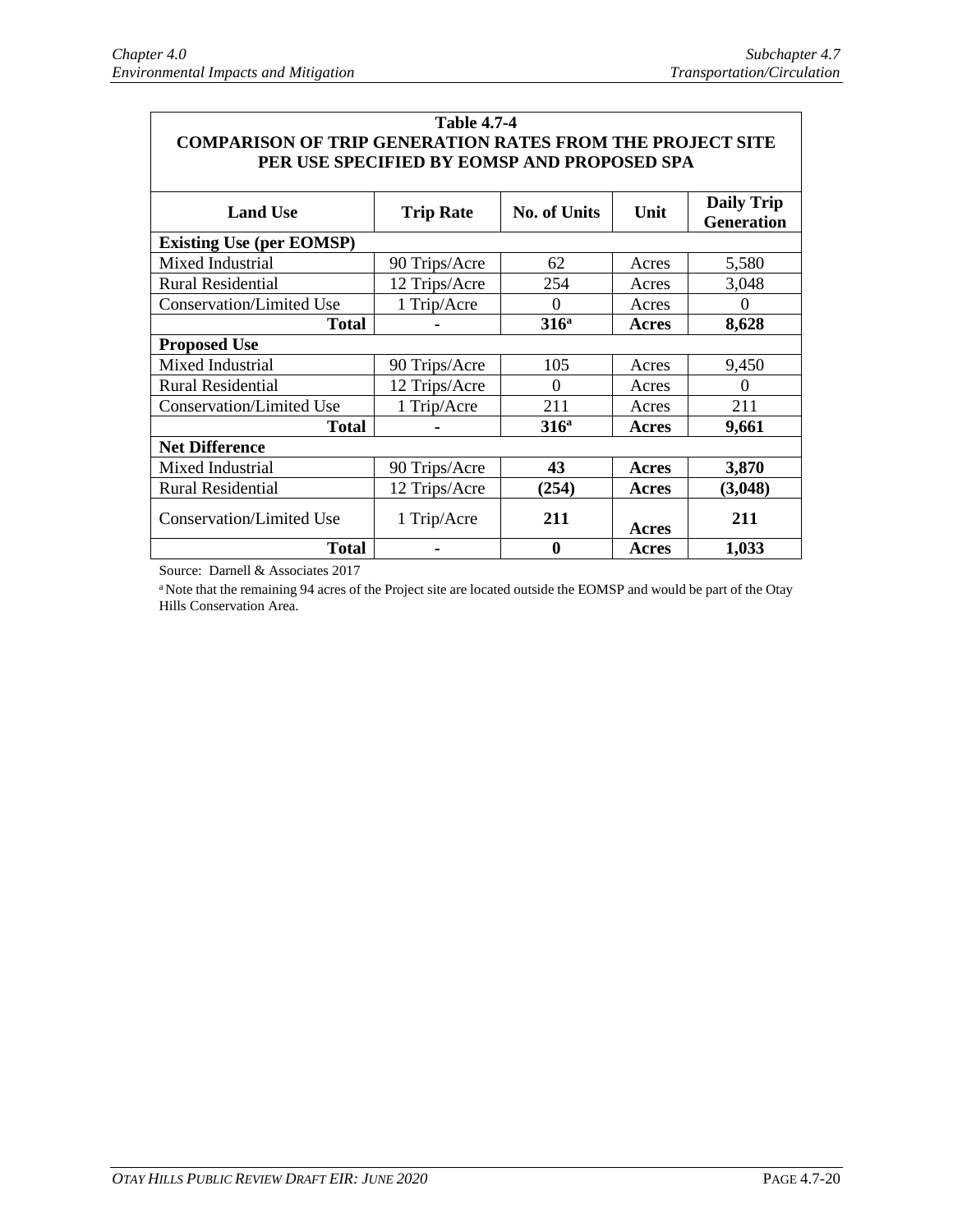**Table 4.7-4**
**COMPARISON OF TRIP GENERATION RATES FROM THE PROJECT SITE PER USE SPECIFIED BY EOMSP AND PROPOSED SPA**

| Land Use | Trip Rate | No. of Units | Unit | Daily Trip Generation |
|---|---|---|---|---|
| **Existing Use (per EOMSP)** | | | | |
| Mixed Industrial | 90 Trips/Acre | 62 | Acres | 5,580 |
| Rural Residential | 12 Trips/Acre | 254 | Acres | 3,048 |
| Conservation/Limited Use | 1 Trip/Acre | 0 | Acres | 0 |
| **Total** | - | **316[a]** | **Acres** | **8,628** |
| **Proposed Use** | | | | |
| Mixed Industrial | 90 Trips/Acre | 105 | Acres | 9,450 |
| Rural Residential | 12 Trips/Acre | 0 | Acres | 0 |
| Conservation/Limited Use | 1 Trip/Acre | 211 | Acres | 211 |
| **Total** | - | **316[a]** | **Acres** | **9,661** |
| **Net Difference** | | | | |
| Mixed Industrial | 90 Trips/Acre | **43** | **Acres** | **3,870** |
| Rural Residential | 12 Trips/Acre | **(254)** | **Acres** | **(3,048)** |
| Conservation/Limited Use | 1 Trip/Acre | **211** | **Acres** | **211** |
| **Total** | - | **0** | **Acres** | **1,033** |

Source: Darnell & Associates 2017

[a] Note that the remaining 94 acres of the Project site are located outside the EOMSP and would be part of the Otay Hills Conservation Area.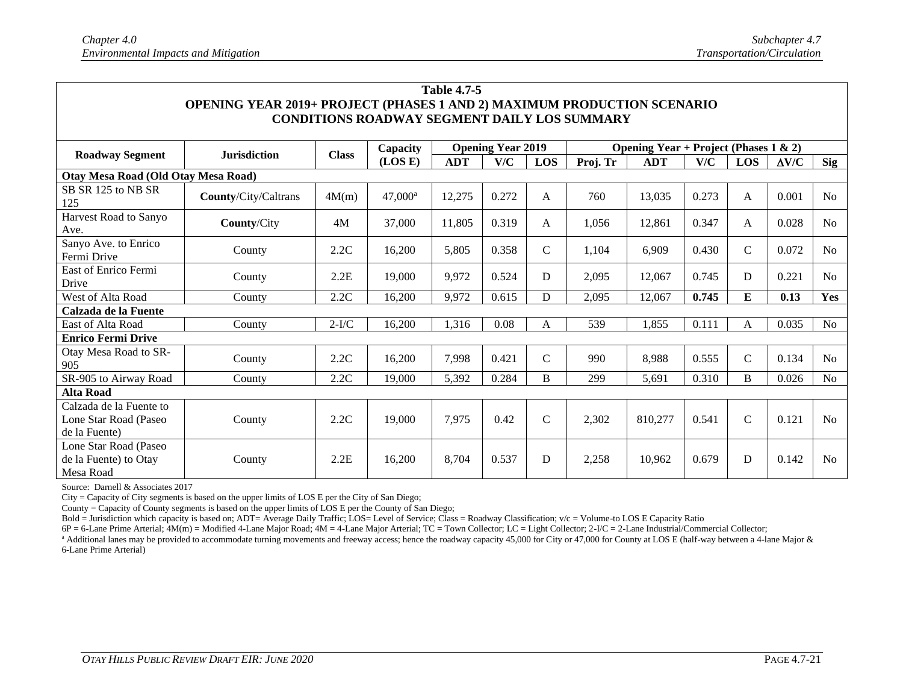**Table 4.7-5**
**OPENING YEAR 2019+ PROJECT (PHASES 1 AND 2) MAXIMUM PRODUCTION SCENARIO CONDITIONS ROADWAY SEGMENT DAILY LOS SUMMARY**

| Roadway Segment | Jurisdiction | Class | Capacity (LOS E) | Opening Year 2019 | | | Opening Year + Project (Phases 1 & 2) | | | | | |
|---|---|---|---|---|---|---|---|---|---|---|---|---|
| | | | | ADT | V/C | LOS | Proj. Tr | ADT | V/C | LOS | ΔV/C | Sig |
| **Otay Mesa Road (Old Otay Mesa Road)** | | | | | | | | | | | | |
| SB SR 125 to NB SR 125 | **County**/City/Caltrans | 4M(m) | 47,000[a] | 12,275 | 0.272 | A | 760 | 13,035 | 0.273 | A | 0.001 | No |
| Harvest Road to Sanyo Ave. | **County**/City | 4M | 37,000 | 11,805 | 0.319 | A | 1,056 | 12,861 | 0.347 | A | 0.028 | No |
| Sanyo Ave. to Enrico Fermi Drive | County | 2.2C | 16,200 | 5,805 | 0.358 | C | 1,104 | 6,909 | 0.430 | C | 0.072 | No |
| East of Enrico Fermi Drive | County | 2.2E | 19,000 | 9,972 | 0.524 | D | 2,095 | 12,067 | 0.745 | D | 0.221 | No |
| West of Alta Road | County | 2.2C | 16,200 | 9,972 | 0.615 | D | 2,095 | 12,067 | **0.745** | **E** | **0.13** | **Yes** |
| **Calzada de la Fuente** | | | | | | | | | | | | |
| East of Alta Road | County | 2-I/C | 16,200 | 1,316 | 0.08 | A | 539 | 1,855 | 0.111 | A | 0.035 | No |
| **Enrico Fermi Drive** | | | | | | | | | | | | |
| Otay Mesa Road to SR-905 | County | 2.2C | 16,200 | 7,998 | 0.421 | C | 990 | 8,988 | 0.555 | C | 0.134 | No |
| SR-905 to Airway Road | County | 2.2C | 19,000 | 5,392 | 0.284 | B | 299 | 5,691 | 0.310 | B | 0.026 | No |
| **Alta Road** | | | | | | | | | | | | |
| Calzada de la Fuente to Lone Star Road (Paseo de la Fuente) | County | 2.2C | 19,000 | 7,975 | 0.42 | C | 2,302 | 810,277 | 0.541 | C | 0.121 | No |
| Lone Star Road (Paseo de la Fuente) to Otay Mesa Road | County | 2.2E | 16,200 | 8,704 | 0.537 | D | 2,258 | 10,962 | 0.679 | D | 0.142 | No |

Source: Darnell & Associates 2017

City = Capacity of City segments is based on the upper limits of LOS E per the City of San Diego;

County = Capacity of County segments is based on the upper limits of LOS E per the County of San Diego;

Bold = Jurisdiction which capacity is based on; ADT= Average Daily Traffic; LOS= Level of Service; Class = Roadway Classification; v/c = Volume-to LOS E Capacity Ratio

6P = 6-Lane Prime Arterial; 4M(m) = Modified 4-Lane Major Road; 4M = 4-Lane Major Arterial; TC = Town Collector; LC = Light Collector; 2-I/C = 2-Lane Industrial/Commercial Collector;

[a] Additional lanes may be provided to accommodate turning movements and freeway access; hence the roadway capacity 45,000 for City or 47,000 for County at LOS E (half-way between a 4-lane Major & 6-Lane Prime Arterial)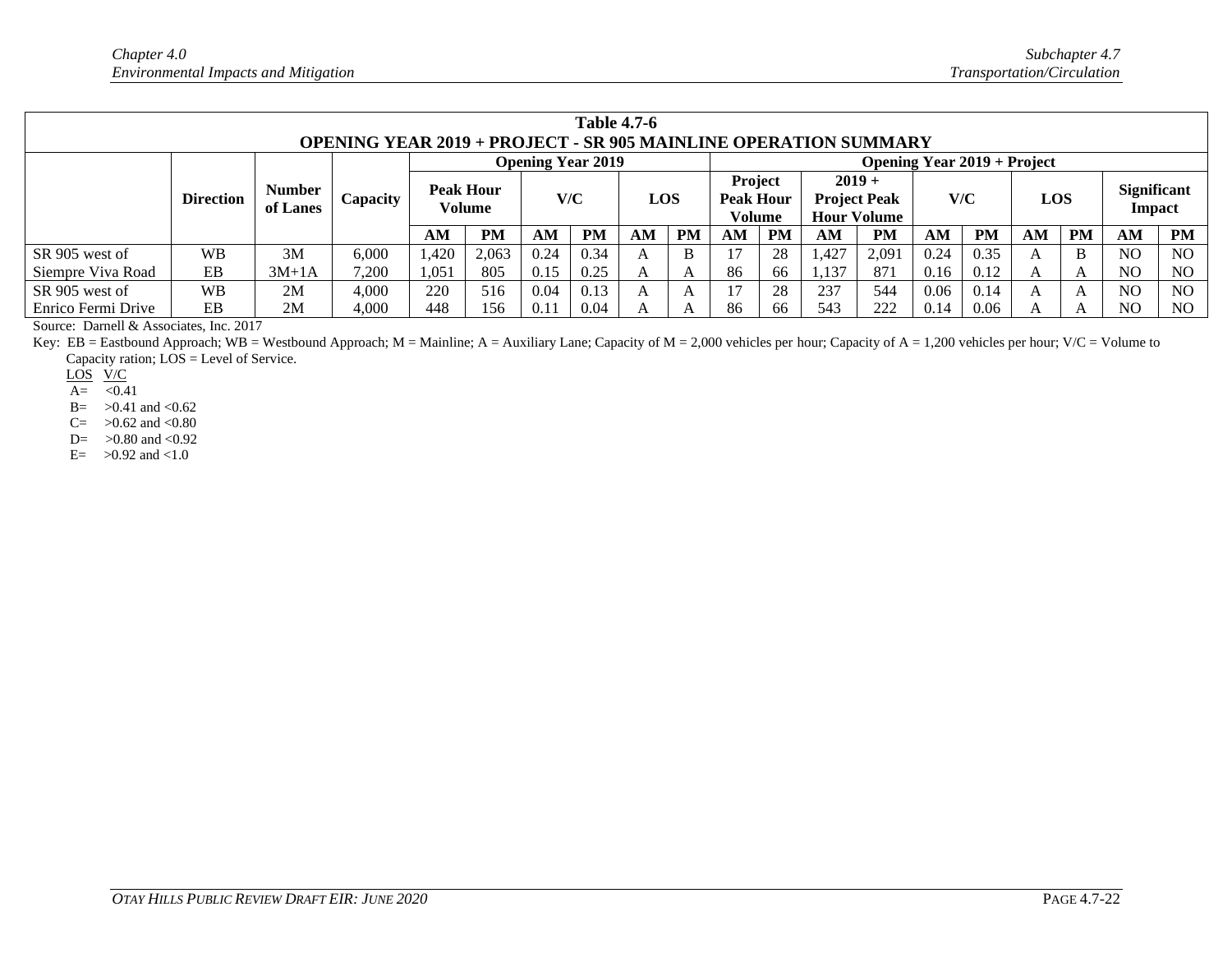**Table 4.7-6**
**OPENING YEAR 2019 + PROJECT - SR 905 MAINLINE OPERATION SUMMARY**

| | Direction | Number of Lanes | Capacity | Opening Year 2019 | | | | | | Opening Year 2019 + Project | | | | | | | | | |
|---|---|---|---|---|---|---|---|---|---|---|---|---|---|---|---|---|---|---|---|
| | | | | Peak Hour Volume | | V/C | | LOS | | Project Peak Hour Volume | | 2019 + Project Peak Hour Volume | | V/C | | LOS | | Significant Impact | |
| | | | | AM | PM | AM | PM | AM | PM | AM | PM | AM | PM | AM | PM | AM | PM | AM | PM |
| SR 905 west of Siempre Viva Road | WB | 3M | 6,000 | 1,420 | 2,063 | 0.24 | 0.34 | A | B | 17 | 28 | 1,427 | 2,091 | 0.24 | 0.35 | A | B | NO | NO |
| | EB | 3M+1A | 7,200 | 1,051 | 805 | 0.15 | 0.25 | A | A | 86 | 66 | 1,137 | 871 | 0.16 | 0.12 | A | A | NO | NO |
| SR 905 west of Enrico Fermi Drive | WB | 2M | 4,000 | 220 | 516 | 0.04 | 0.13 | A | A | 17 | 28 | 237 | 544 | 0.06 | 0.14 | A | A | NO | NO |
| | EB | 2M | 4,000 | 448 | 156 | 0.11 | 0.04 | A | A | 86 | 66 | 543 | 222 | 0.14 | 0.06 | A | A | NO | NO |

Source: Darnell & Associates, Inc. 2017

Key: EB = Eastbound Approach; WB = Westbound Approach; M = Mainline; A = Auxiliary Lane; Capacity of M = 2,000 vehicles per hour; Capacity of A = 1,200 vehicles per hour; V/C = Volume to Capacity ration; LOS = Level of Service.

| LOS | V/C |
|---|---|
| A= | <0.41 |
| B= | >0.41 and <0.62 |
| C= | >0.62 and <0.80 |
| D= | >0.80 and <0.92 |
| E= | >0.92 and <1.0 |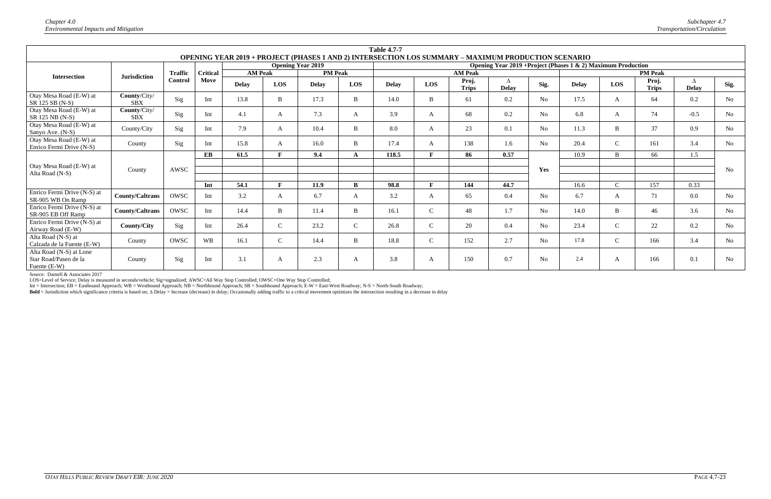**Table 4.7-7**
**OPENING YEAR 2019 + PROJECT (PHASES 1 AND 2) INTERSECTION LOS SUMMARY – MAXIMUM PRODUCTION SCENARIO**

| Intersection | Jurisdiction | Traffic Control | Critical Move | Opening Year 2019 | | | | Opening Year 2019 +Project (Phases 1 & 2) Maximum Production | | | | | | | | | |
|---|---|---|---|---|---|---|---|---|---|---|---|---|---|---|---|---|---|
| | | | | AM Peak | | PM Peak | | AM Peak | | | | | PM Peak | | | | |
| | | | | Delay | LOS | Delay | LOS | Delay | LOS | Proj. Trips | Δ Delay | Sig. | Delay | LOS | Proj. Trips | Δ Delay | Sig. |
| Otay Mesa Road (E-W) at SR 125 SB (N-S) | **County**/City/ SBX | Sig | Int | 13.8 | B | 17.3 | B | 14.0 | B | 61 | 0.2 | No | 17.5 | A | 64 | 0.2 | No |
| Otay Mesa Road (E-W) at SR 125 NB (N-S) | **County**/City/ SBX | Sig | Int | 4.1 | A | 7.3 | A | 3.9 | A | 68 | 0.2 | No | 6.8 | A | 74 | -0.5 | No |
| Otay Mesa Road (E-W) at Sanyo Ave. (N-S) | County/City | Sig | Int | 7.9 | A | 10.4 | B | 8.0 | A | 23 | 0.1 | No | 11.3 | B | 37 | 0.9 | No |
| Otay Mesa Road (E-W) at Enrico Fermi Drive (N-S) | County | Sig | Int | 15.8 | A | 16.0 | B | 17.4 | A | 138 | 1.6 | No | 20.4 | C | 161 | 3.4 | No |
| Otay Mesa Road (E-W) at Alta Road (N-S) | County | AWSC | **EB** | **61.5** | **F** | **9.4** | **A** | **118.5** | **F** | **86** | **0.57** | Yes | 10.9 | B | 66 | 1.5 | No |
| | | | **Int** | **54.1** | **F** | **11.9** | **B** | **98.8** | **F** | **144** | **44.7** | | 16.6 | C | 157 | 0.33 | |
| Enrico Fermi Drive (N-S) at SR-905 WB On Ramp | **County/Caltrans** | OWSC | Int | 3.2 | A | 6.7 | A | 3.2 | A | 65 | 0.4 | No | 6.7 | A | 71 | 0.0 | No |
| Enrico Fermi Drive (N-S) at SR-905 EB Off Ramp | **County/Caltrans** | OWSC | Int | 14.4 | B | 11.4 | B | 16.1 | C | 48 | 1.7 | No | 14.0 | B | 46 | 3.6 | No |
| Enrico Fermi Drive (N-S) at Airway Road (E-W) | **County/City** | Sig | Int | 26.4 | C | 23.2 | C | 26.8 | C | 20 | 0.4 | No | 23.4 | C | 22 | 0.2 | No |
| Alta Road (N-S) at Calzada de la Fuente (E-W) | County | OWSC | WB | 16.1 | C | 14.4 | B | 18.8 | C | 152 | 2.7 | No | 17.8 | C | 166 | 3.4 | No |
| Alta Road (N-S) at Lone Star Road/Paseo de la Fuente (E-W) | County | Sig | Int | 3.1 | A | 2.3 | A | 3.8 | A | 150 | 0.7 | No | 2.4 | A | 166 | 0.1 | No |

Source: Darnell & Associates 2017
LOS=Level of Service; Delay is measured in seconds/vehicle; Sig=signalized; AWSC=All Way Stop Controlled; OWSC=One Way Stop Controlled;
Int = Intersection; EB = Eastbound Approach; WB = Westbound Approach; NB = Northbound Approach; SB = Southbound Approach; E-W = East-West Roadway; N-S = North-South Roadway;
**Bold** = Jurisdiction which significance criteria is based on; Δ Delay = Increase (decrease) in delay; Occasionally adding traffic to a critical movement optimizes the intersection resulting in a decrease in delay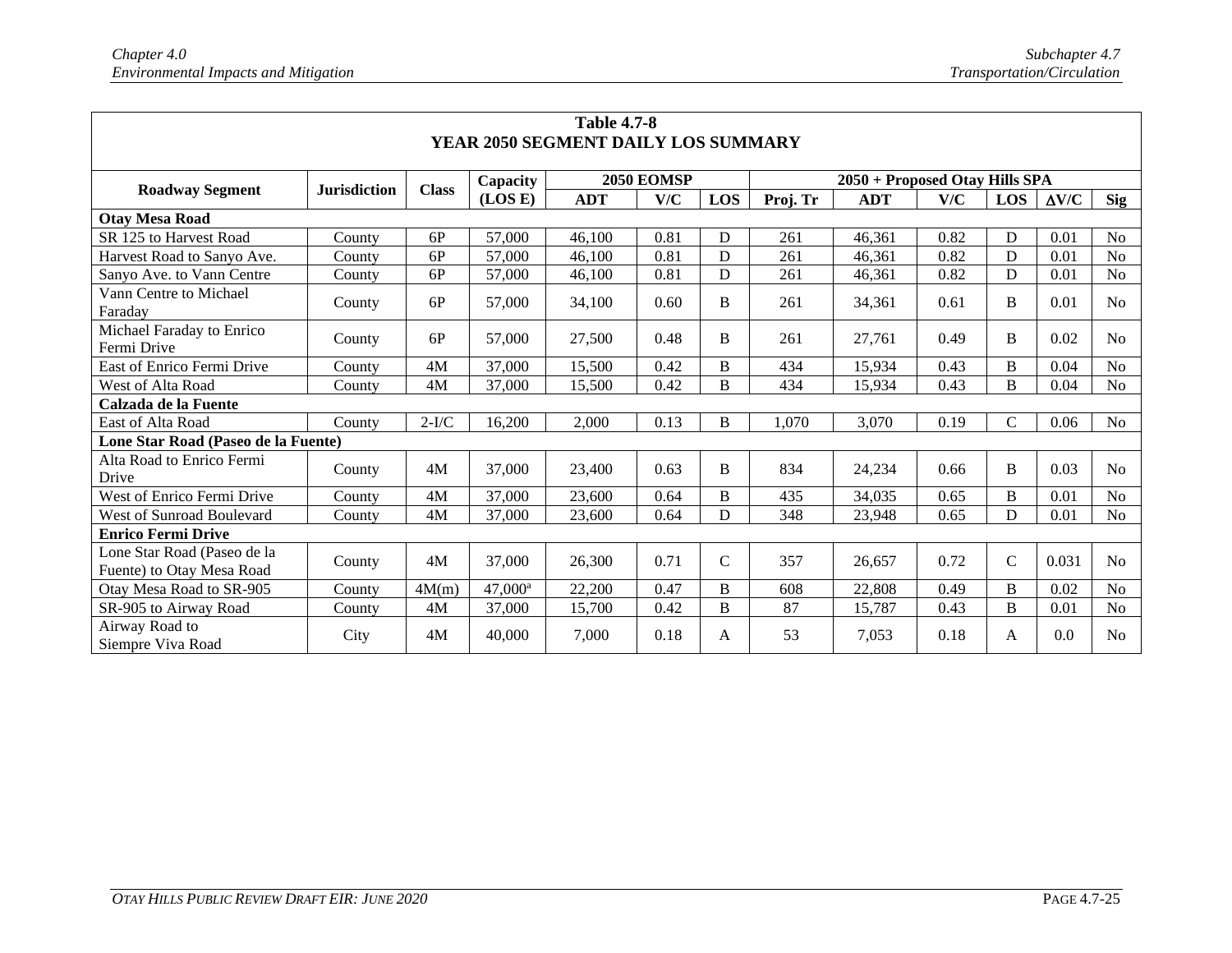**Table 4.7-8**
**YEAR 2050 SEGMENT DAILY LOS SUMMARY**

| Roadway Segment | Jurisdiction | Class | Capacity (LOS E) | 2050 EOMSP | | | 2050 + Proposed Otay Hills SPA | | | | | |
|---|---|---|---|---|---|---|---|---|---|---|---|---|
| | | | | ADT | V/C | LOS | Proj. Tr | ADT | V/C | LOS | ΔV/C | Sig |
| **Otay Mesa Road** | | | | | | | | | | | | |
| SR 125 to Harvest Road | County | 6P | 57,000 | 46,100 | 0.81 | D | 261 | 46,361 | 0.82 | D | 0.01 | No |
| Harvest Road to Sanyo Ave. | County | 6P | 57,000 | 46,100 | 0.81 | D | 261 | 46,361 | 0.82 | D | 0.01 | No |
| Sanyo Ave. to Vann Centre | County | 6P | 57,000 | 46,100 | 0.81 | D | 261 | 46,361 | 0.82 | D | 0.01 | No |
| Vann Centre to Michael Faraday | County | 6P | 57,000 | 34,100 | 0.60 | B | 261 | 34,361 | 0.61 | B | 0.01 | No |
| Michael Faraday to Enrico Fermi Drive | County | 6P | 57,000 | 27,500 | 0.48 | B | 261 | 27,761 | 0.49 | B | 0.02 | No |
| East of Enrico Fermi Drive | County | 4M | 37,000 | 15,500 | 0.42 | B | 434 | 15,934 | 0.43 | B | 0.04 | No |
| West of Alta Road | County | 4M | 37,000 | 15,500 | 0.42 | B | 434 | 15,934 | 0.43 | B | 0.04 | No |
| **Calzada de la Fuente** | | | | | | | | | | | | |
| East of Alta Road | County | 2-I/C | 16,200 | 2,000 | 0.13 | B | 1,070 | 3,070 | 0.19 | C | 0.06 | No |
| **Lone Star Road (Paseo de la Fuente)** | | | | | | | | | | | | |
| Alta Road to Enrico Fermi Drive | County | 4M | 37,000 | 23,400 | 0.63 | B | 834 | 24,234 | 0.66 | B | 0.03 | No |
| West of Enrico Fermi Drive | County | 4M | 37,000 | 23,600 | 0.64 | B | 435 | 34,035 | 0.65 | B | 0.01 | No |
| West of Sunroad Boulevard | County | 4M | 37,000 | 23,600 | 0.64 | D | 348 | 23,948 | 0.65 | D | 0.01 | No |
| **Enrico Fermi Drive** | | | | | | | | | | | | |
| Lone Star Road (Paseo de la Fuente) to Otay Mesa Road | County | 4M | 37,000 | 26,300 | 0.71 | C | 357 | 26,657 | 0.72 | C | 0.031 | No |
| Otay Mesa Road to SR-905 | County | 4M(m) | 47,000[a] | 22,200 | 0.47 | B | 608 | 22,808 | 0.49 | B | 0.02 | No |
| SR-905 to Airway Road | County | 4M | 37,000 | 15,700 | 0.42 | B | 87 | 15,787 | 0.43 | B | 0.01 | No |
| Airway Road to Siempre Viva Road | City | 4M | 40,000 | 7,000 | 0.18 | A | 53 | 7,053 | 0.18 | A | 0.0 | No |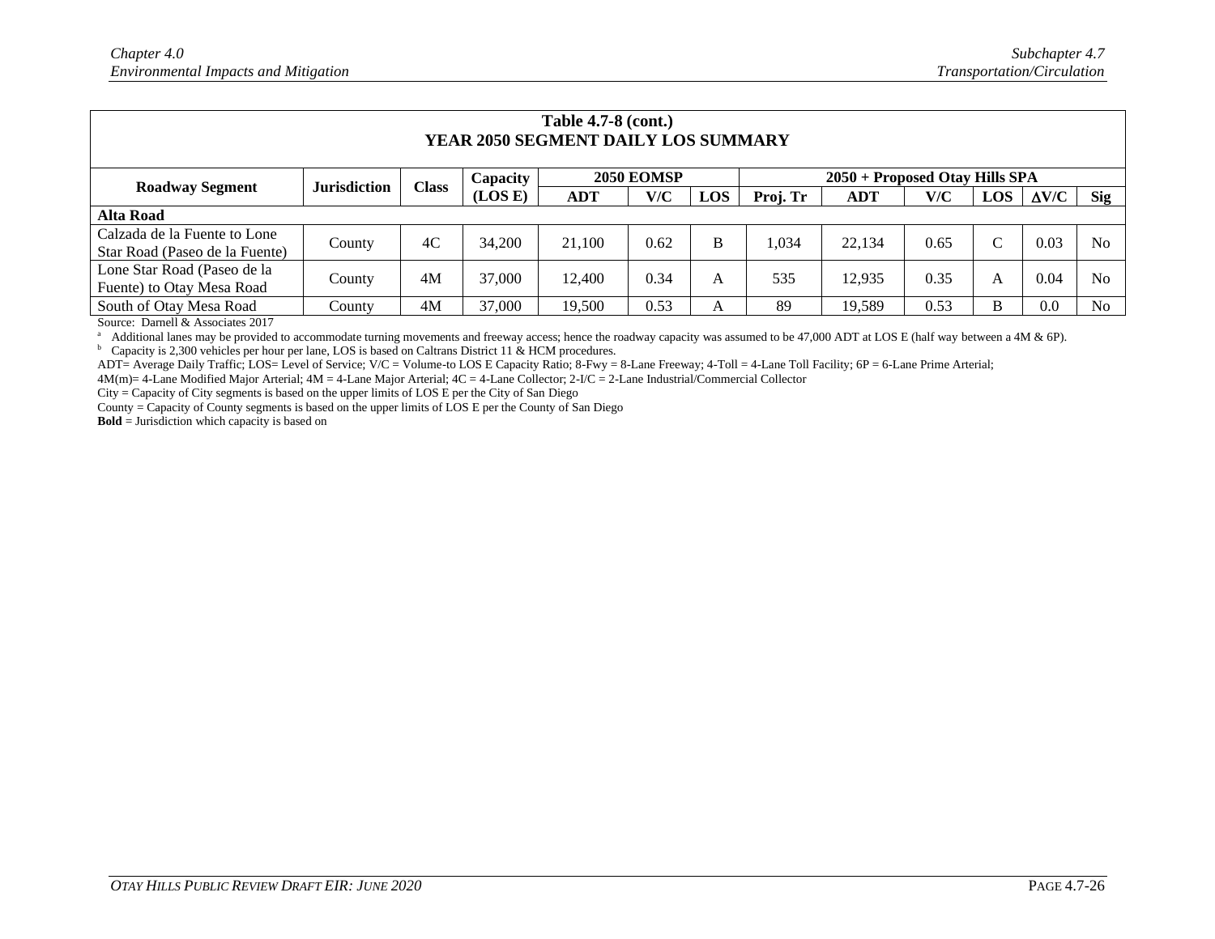**Table 4.7-8 (cont.)**
**YEAR 2050 SEGMENT DAILY LOS SUMMARY**

| Roadway Segment | Jurisdiction | Class | Capacity (LOS E) | 2050 EOMSP | | | 2050 + Proposed Otay Hills SPA | | | | | |
|---|---|---|---|---|---|---|---|---|---|---|---|---|
| | | | | ADT | V/C | LOS | Proj. Tr | ADT | V/C | LOS | ΔV/C | Sig |
| **Alta Road** | | | | | | | | | | | | |
| Calzada de la Fuente to Lone Star Road (Paseo de la Fuente) | County | 4C | 34,200 | 21,100 | 0.62 | B | 1,034 | 22,134 | 0.65 | C | 0.03 | No |
| Lone Star Road (Paseo de la Fuente) to Otay Mesa Road | County | 4M | 37,000 | 12,400 | 0.34 | A | 535 | 12,935 | 0.35 | A | 0.04 | No |
| South of Otay Mesa Road | County | 4M | 37,000 | 19,500 | 0.53 | A | 89 | 19,589 | 0.53 | B | 0.0 | No |

Source: Darnell & Associates 2017

[a] Additional lanes may be provided to accommodate turning movements and freeway access; hence the roadway capacity was assumed to be 47,000 ADT at LOS E (half way between a 4M & 6P).

[b] Capacity is 2,300 vehicles per hour per lane, LOS is based on Caltrans District 11 & HCM procedures.

ADT= Average Daily Traffic; LOS= Level of Service; V/C = Volume-to LOS E Capacity Ratio; 8-Fwy = 8-Lane Freeway; 4-Toll = 4-Lane Toll Facility; 6P = 6-Lane Prime Arterial; 4M(m)= 4-Lane Modified Major Arterial; 4M = 4-Lane Major Arterial; 4C = 4-Lane Collector; 2-I/C = 2-Lane Industrial/Commercial Collector

City = Capacity of City segments is based on the upper limits of LOS E per the City of San Diego

County = Capacity of County segments is based on the upper limits of LOS E per the County of San Diego

**Bold** = Jurisdiction which capacity is based on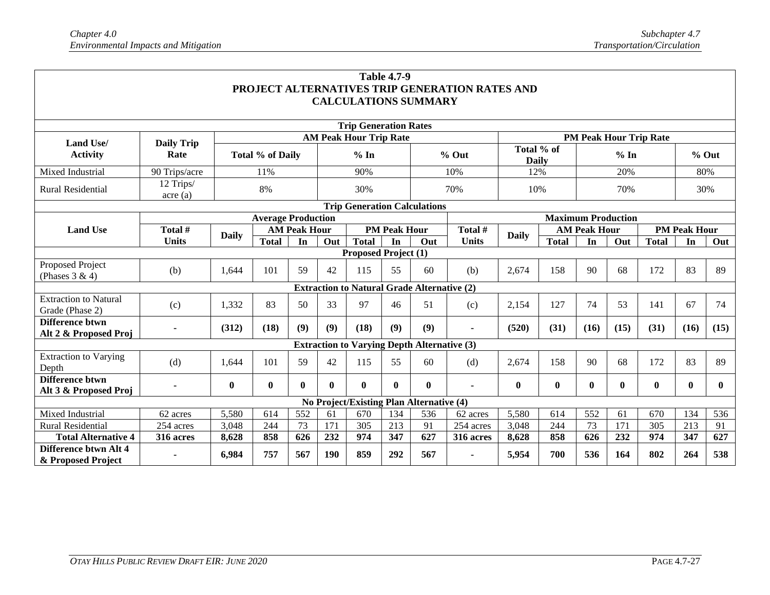**Table 4.7-9**
**PROJECT ALTERNATIVES TRIP GENERATION RATES AND CALCULATIONS SUMMARY**

**Trip Generation Rates**

| Land Use/ Activity | Daily Trip Rate | AM Peak Hour Trip Rate | | | PM Peak Hour Trip Rate | | |
|---|---|---|---|---|---|---|---|
| | | Total % of Daily | % In | % Out | Total % of Daily | % In | % Out |
| Mixed Industrial | 90 Trips/acre | 11% | 90% | 10% | 12% | 20% | 80% |
| Rural Residential | 12 Trips/ acre (a) | 8% | 30% | 70% | 10% | 70% | 30% |

**Trip Generation Calculations**

| Land Use | Average Production | | | | | | | | Maximum Production | | | | | | | |
|---|---|---|---|---|---|---|---|---|---|---|---|---|---|---|---|---|
| | Total # Units | Daily | AM Peak Hour | | | PM Peak Hour | | | Total # Units | Daily | AM Peak Hour | | | PM Peak Hour | | |
| | | | Total | In | Out | Total | In | Out | | | Total | In | Out | Total | In | Out |
| **Proposed Project (1)** | | | | | | | | | | | | | | | | |
| Proposed Project (Phases 3 & 4) | (b) | 1,644 | 101 | 59 | 42 | 115 | 55 | 60 | (b) | 2,674 | 158 | 90 | 68 | 172 | 83 | 89 |
| **Extraction to Natural Grade Alternative (2)** | | | | | | | | | | | | | | | | |
| Extraction to Natural Grade (Phase 2) | (c) | 1,332 | 83 | 50 | 33 | 97 | 46 | 51 | (c) | 2,154 | 127 | 74 | 53 | 141 | 67 | 74 |
| **Difference btwn Alt 2 & Proposed Proj** | - | **(312)** | **(18)** | **(9)** | **(9)** | **(18)** | **(9)** | **(9)** | - | **(520)** | **(31)** | **(16)** | **(15)** | **(31)** | **(16)** | **(15)** |
| **Extraction to Varying Depth Alternative (3)** | | | | | | | | | | | | | | | | |
| Extraction to Varying Depth | (d) | 1,644 | 101 | 59 | 42 | 115 | 55 | 60 | (d) | 2,674 | 158 | 90 | 68 | 172 | 83 | 89 |
| **Difference btwn Alt 3 & Proposed Proj** | - | **0** | **0** | **0** | **0** | **0** | **0** | **0** | - | **0** | **0** | **0** | **0** | **0** | **0** | **0** |
| **No Project/Existing Plan Alternative (4)** | | | | | | | | | | | | | | | | |
| Mixed Industrial | 62 acres | 5,580 | 614 | 552 | 61 | 670 | 134 | 536 | 62 acres | 5,580 | 614 | 552 | 61 | 670 | 134 | 536 |
| Rural Residential | 254 acres | 3,048 | 244 | 73 | 171 | 305 | 213 | 91 | 254 acres | 3,048 | 244 | 73 | 171 | 305 | 213 | 91 |
| **Total Alternative 4** | **316 acres** | **8,628** | **858** | **626** | **232** | **974** | **347** | **627** | **316 acres** | **8,628** | **858** | **626** | **232** | **974** | **347** | **627** |
| **Difference btwn Alt 4 & Proposed Project** | - | **6,984** | **757** | **567** | **190** | **859** | **292** | **567** | - | **5,954** | **700** | **536** | **164** | **802** | **264** | **538** |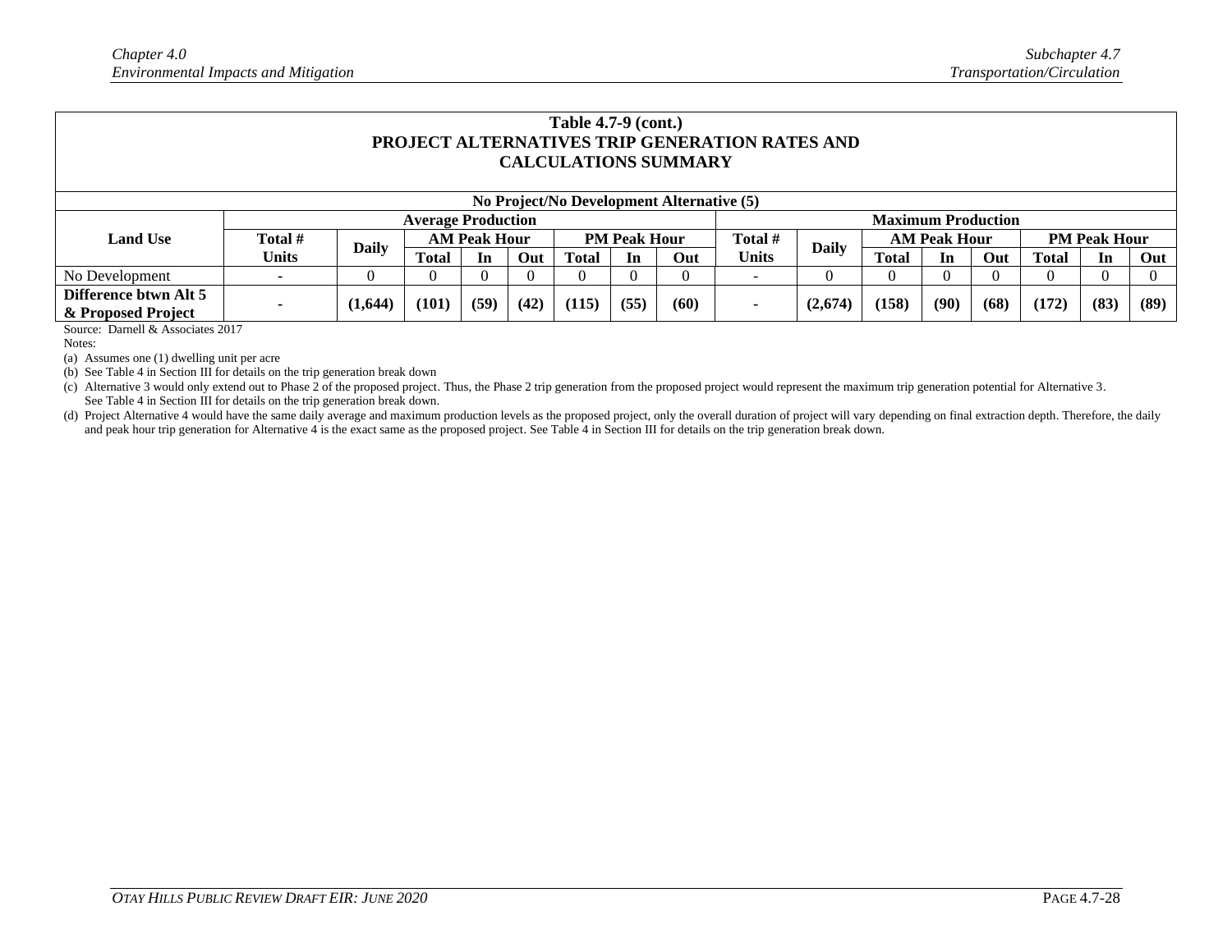**Table 4.7-9 (cont.)**
**PROJECT ALTERNATIVES TRIP GENERATION RATES AND CALCULATIONS SUMMARY**

| No Project/No Development Alternative (5) | | | | | | | | | | | | | | | | | |
|---|---|---|---|---|---|---|---|---|---|---|---|---|---|---|---|---|---|
| **Land Use** | **Average Production** | | | | | | | | **Maximum Production** | | | | | | | | |
| | **Total # Units** | **Daily** | **AM Peak Hour** | | | **PM Peak Hour** | | | **Total # Units** | **Daily** | **AM Peak Hour** | | | **PM Peak Hour** | | | |
| | | | **Total** | **In** | **Out** | **Total** | **In** | **Out** | | | **Total** | **In** | **Out** | **Total** | **In** | **Out** | |
| No Development | - | 0 | 0 | 0 | 0 | 0 | 0 | 0 | - | 0 | 0 | 0 | 0 | 0 | 0 | 0 | |
| **Difference btwn Alt 5 & Proposed Project** | - | **(1,644)** | **(101)** | **(59)** | **(42)** | **(115)** | **(55)** | **(60)** | - | **(2,674)** | **(158)** | **(90)** | **(68)** | **(172)** | **(83)** | **(89)** | |

Source: Darnell & Associates 2017

Notes:

(a) Assumes one (1) dwelling unit per acre

(b) See Table 4 in Section III for details on the trip generation break down

(c) Alternative 3 would only extend out to Phase 2 of the proposed project. Thus, the Phase 2 trip generation from the proposed project would represent the maximum trip generation potential for Alternative 3. See Table 4 in Section III for details on the trip generation break down.

(d) Project Alternative 4 would have the same daily average and maximum production levels as the proposed project, only the overall duration of project will vary depending on final extraction depth. Therefore, the daily and peak hour trip generation for Alternative 4 is the exact same as the proposed project. See Table 4 in Section III for details on the trip generation break down.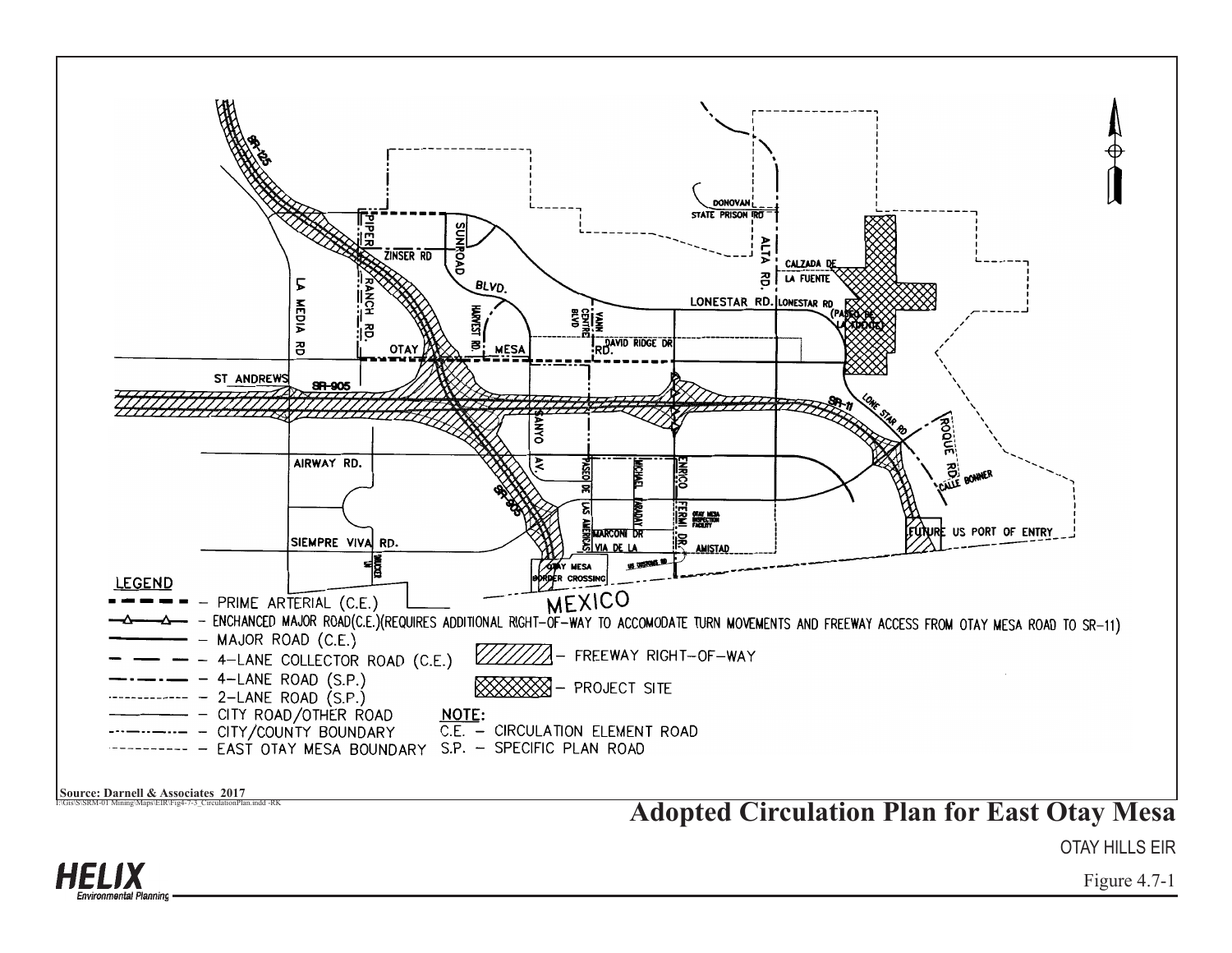DONOVAN
STATE PRISON RD

SR-125

PIPER RANCH RD.

ZINSER RD

SUNROAD

BLVD.

HARVEST RD.

VANN CENTRE BLVD

ALTA RD.

CALZADA DE LA FUENTE

LONESTAR RD.

LONESTAR RD

(PASEO DE LA FUENTE)

LA MEDIA RD

OTAY

MESA

RD.

DAVID RIDGE DR

ST ANDREWS

SR-905

SR-11

LONE STAR RD

ROQUE RD.

CALLE BONNER

SANYO AV.

AIRWAY RD.

PASEO DE LAS AMERICAS

MICHAEL FARADAY

ENRICO FERMI DR.

OTAY MESA INSPECTION FACILITY

MARCONI DR

VIA DE LA

AMISTAD

SIEMPRE VIVA RD.

WALKER DR

OTAY MESA BORDER CROSSING

US CUSTOMS RD

FUTURE US PORT OF ENTRY

MEXICO

LEGEND

- PRIME ARTERIAL (C.E.)
- ENCHANCED MAJOR ROAD(C.E.)(REQUIRES ADDITIONAL RIGHT-OF-WAY TO ACCOMODATE TURN MOVEMENTS AND FREEWAY ACCESS FROM OTAY MESA ROAD TO SR-11)
- MAJOR ROAD (C.E.)
- 4-LANE COLLECTOR ROAD (C.E.)
- 4-LANE ROAD (S.P.)
- 2-LANE ROAD (S.P.)
- CITY ROAD/OTHER ROAD
- CITY/COUNTY BOUNDARY
- EAST OTAY MESA BOUNDARY
- FREEWAY RIGHT-OF-WAY
- PROJECT SITE

NOTE:
C.E. - CIRCULATION ELEMENT ROAD
S.P. - SPECIFIC PLAN ROAD

**Source: Darnell & Associates 2017**

I:\Gis\S\SRM-01 Mining\Maps\EIR\Fig4-7-3_CirculationPlan.indd -RK

**Adopted Circulation Plan for East Otay Mesa**

OTAY HILLS EIR

HELIX Environmental Planning

Figure 4.7-1